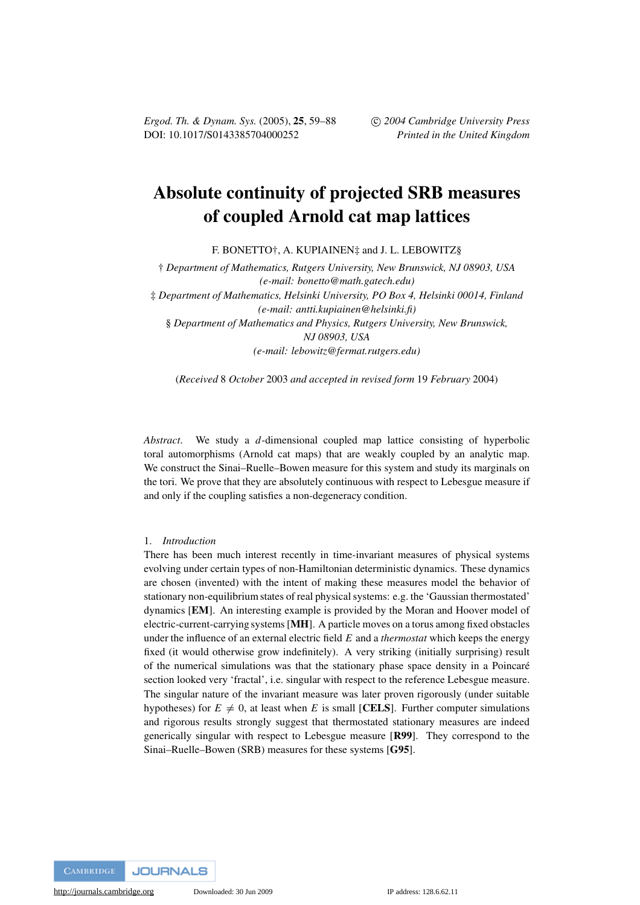# Absolute continuity of projected SRB measures of coupled Arnold cat map lattices

F. BONETTO†, A. KUPIAINEN‡ and J. L. LEBOWITZ§

† *Department of Mathematics, Rutgers University, New Brunswick, NJ 08903, USA*
*(e-mail: bonetto@math.gatech.edu)*

‡ *Department of Mathematics, Helsinki University, PO Box 4, Helsinki 00014, Finland*
*(e-mail: antti.kupiainen@helsinki.fi)*

§ *Department of Mathematics and Physics, Rutgers University, New Brunswick, NJ 08903, USA*
*(e-mail: lebowitz@fermat.rutgers.edu)*

(*Received* 8 *October* 2003 *and accepted in revised form* 19 *February* 2004)

*Abstract.* We study a $d$-dimensional coupled map lattice consisting of hyperbolic toral automorphisms (Arnold cat maps) that are weakly coupled by an analytic map. We construct the Sinai–Ruelle–Bowen measure for this system and study its marginals on the tori. We prove that they are absolutely continuous with respect to Lebesgue measure if and only if the coupling satisfies a non-degeneracy condition.

## 1. *Introduction*

There has been much interest recently in time-invariant measures of physical systems evolving under certain types of non-Hamiltonian deterministic dynamics. These dynamics are chosen (invented) with the intent of making these measures model the behavior of stationary non-equilibrium states of real physical systems: e.g. the 'Gaussian thermostated' dynamics [**EM**]. An interesting example is provided by the Moran and Hoover model of electric-current-carrying systems [**MH**]. A particle moves on a torus among fixed obstacles under the influence of an external electric field $E$ and a *thermostat* which keeps the energy fixed (it would otherwise grow indefinitely). A very striking (initially surprising) result of the numerical simulations was that the stationary phase space density in a Poincaré section looked very 'fractal', i.e. singular with respect to the reference Lebesgue measure. The singular nature of the invariant measure was later proven rigorously (under suitable hypotheses) for $E \neq 0$, at least when $E$ is small [**CELS**]. Further computer simulations and rigorous results strongly suggest that thermostated stationary measures are indeed generically singular with respect to Lebesgue measure [**R99**]. They correspond to the Sinai–Ruelle–Bowen (SRB) measures for these systems [**G95**].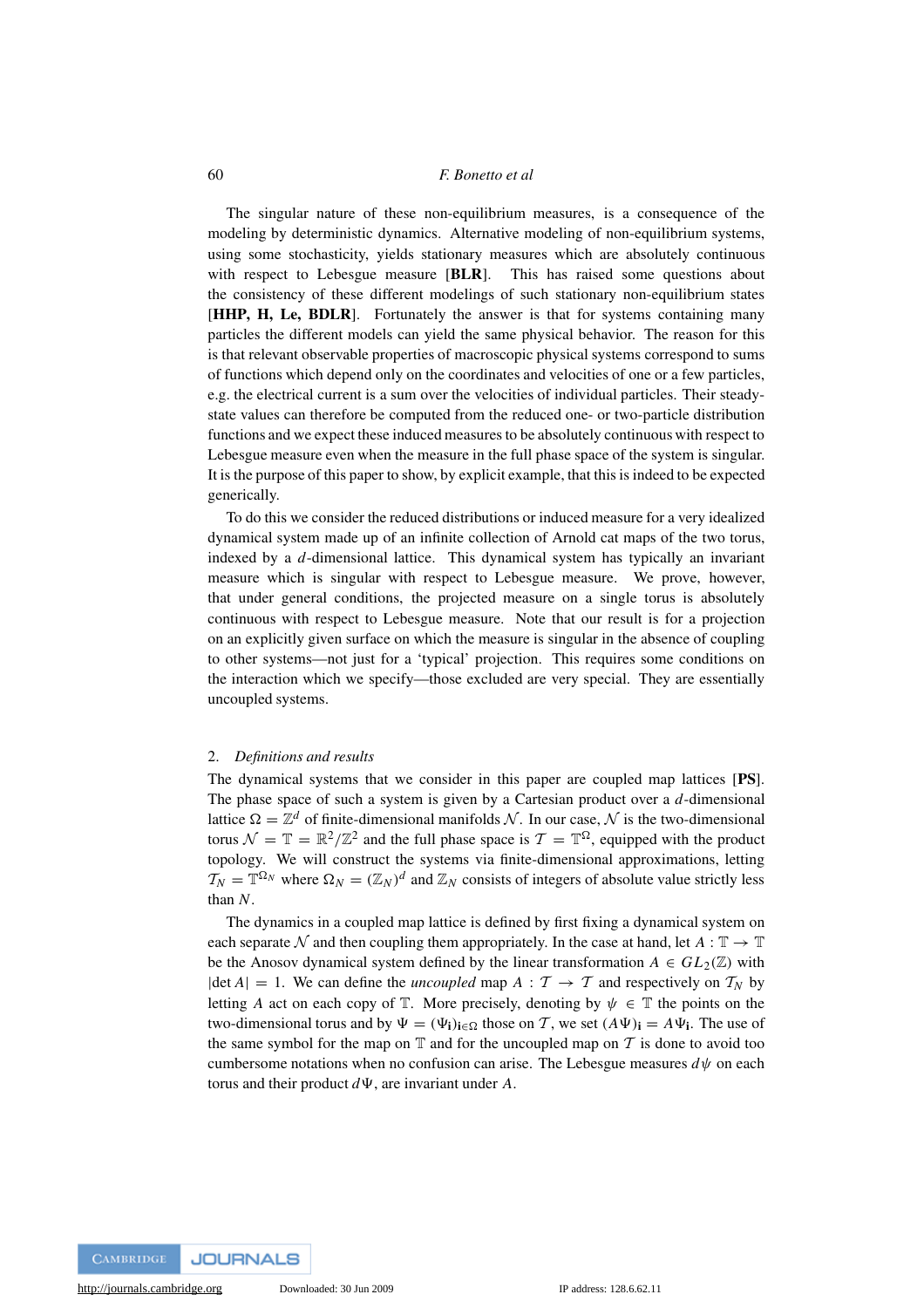The singular nature of these non-equilibrium measures, is a consequence of the modeling by deterministic dynamics. Alternative modeling of non-equilibrium systems, using some stochasticity, yields stationary measures which are absolutely continuous with respect to Lebesgue measure [**BLR**]. This has raised some questions about the consistency of these different modelings of such stationary non-equilibrium states [**HHP, H, Le, BDLR**]. Fortunately the answer is that for systems containing many particles the different models can yield the same physical behavior. The reason for this is that relevant observable properties of macroscopic physical systems correspond to sums of functions which depend only on the coordinates and velocities of one or a few particles, e.g. the electrical current is a sum over the velocities of individual particles. Their steady-state values can therefore be computed from the reduced one- or two-particle distribution functions and we expect these induced measures to be absolutely continuous with respect to Lebesgue measure even when the measure in the full phase space of the system is singular. It is the purpose of this paper to show, by explicit example, that this is indeed to be expected generically.

To do this we consider the reduced distributions or induced measure for a very idealized dynamical system made up of an infinite collection of Arnold cat maps of the two torus, indexed by a $d$-dimensional lattice. This dynamical system has typically an invariant measure which is singular with respect to Lebesgue measure. We prove, however, that under general conditions, the projected measure on a single torus is absolutely continuous with respect to Lebesgue measure. Note that our result is for a projection on an explicitly given surface on which the measure is singular in the absence of coupling to other systems—not just for a 'typical' projection. This requires some conditions on the interaction which we specify—those excluded are very special. They are essentially uncoupled systems.

## 2. *Definitions and results*

The dynamical systems that we consider in this paper are coupled map lattices [**PS**]. The phase space of such a system is given by a Cartesian product over a $d$-dimensional lattice $\Omega = \mathbb{Z}^d$ of finite-dimensional manifolds $\mathcal{N}$. In our case, $\mathcal{N}$ is the two-dimensional torus $\mathcal{N} = \mathbb{T} = \mathbb{R}^2/\mathbb{Z}^2$ and the full phase space is $\mathcal{T} = \mathbb{T}^\Omega$, equipped with the product topology. We will construct the systems via finite-dimensional approximations, letting $\mathcal{T}_N = \mathbb{T}^{\Omega_N}$ where $\Omega_N = (\mathbb{Z}_N)^d$ and $\mathbb{Z}_N$ consists of integers of absolute value strictly less than $N$.

The dynamics in a coupled map lattice is defined by first fixing a dynamical system on each separate $\mathcal{N}$ and then coupling them appropriately. In the case at hand, let $A : \mathbb{T} \to \mathbb{T}$ be the Anosov dynamical system defined by the linear transformation $A \in GL_2(\mathbb{Z})$ with $|\det A| = 1$. We can define the *uncoupled* map $A : \mathcal{T} \to \mathcal{T}$ and respectively on $\mathcal{T}_N$ by letting $A$ act on each copy of $\mathbb{T}$. More precisely, denoting by $\psi \in \mathbb{T}$ the points on the two-dimensional torus and by $\Psi = (\Psi_{\mathbf{i}})_{\mathbf{i}\in\Omega}$ those on $\mathcal{T}$, we set $(A\Psi)_{\mathbf{i}} = A\Psi_{\mathbf{i}}$. The use of the same symbol for the map on $\mathbb{T}$ and for the uncoupled map on $\mathcal{T}$ is done to avoid too cumbersome notations when no confusion can arise. The Lebesgue measures $d\psi$ on each torus and their product $d\Psi$, are invariant under $A$.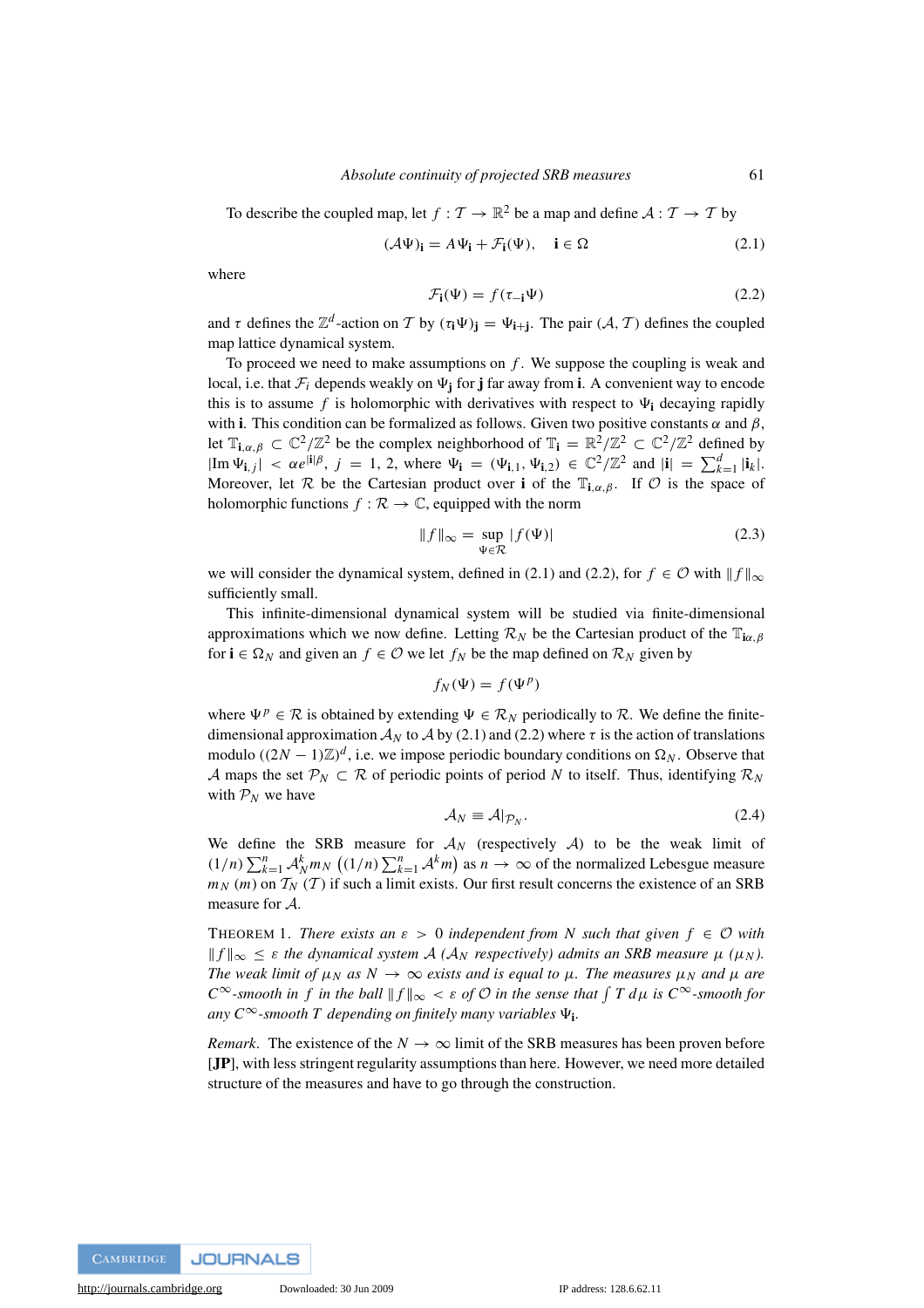To describe the coupled map, let $f : \mathcal{T} \to \mathbb{R}^2$ be a map and define $\mathcal{A} : \mathcal{T} \to \mathcal{T}$ by

$$(\mathcal{A}\Psi)_{\mathbf{i}} = A\Psi_{\mathbf{i}} + \mathcal{F}_{\mathbf{i}}(\Psi), \quad \mathbf{i} \in \Omega \tag{2.1}$$

where

$$\mathcal{F}_{\mathbf{i}}(\Psi) = f(\tau_{-\mathbf{i}}\Psi) \tag{2.2}$$

and $\tau$ defines the $\mathbb{Z}^d$-action on $\mathcal{T}$ by $(\tau_{\mathbf{i}}\Psi)_{\mathbf{j}} = \Psi_{\mathbf{i}+\mathbf{j}}$. The pair $(\mathcal{A}, \mathcal{T})$ defines the coupled map lattice dynamical system.

To proceed we need to make assumptions on $f$. We suppose the coupling is weak and local, i.e. that $\mathcal{F}_i$ depends weakly on $\Psi_{\mathbf{j}}$ for $\mathbf{j}$ far away from $\mathbf{i}$. A convenient way to encode this is to assume $f$ is holomorphic with derivatives with respect to $\Psi_{\mathbf{i}}$ decaying rapidly with $\mathbf{i}$. This condition can be formalized as follows. Given two positive constants $\alpha$ and $\beta$, let $\mathbb{T}_{\mathbf{i},\alpha,\beta} \subset \mathbb{C}^2/\mathbb{Z}^2$ be the complex neighborhood of $\mathbb{T}_{\mathbf{i}} = \mathbb{R}^2/\mathbb{Z}^2 \subset \mathbb{C}^2/\mathbb{Z}^2$ defined by $|\mathrm{Im}\,\Psi_{\mathbf{i},j}| < \alpha e^{|\mathbf{i}|\beta}$, $j = 1, 2$, where $\Psi_{\mathbf{i}} = (\Psi_{\mathbf{i},1}, \Psi_{\mathbf{i},2}) \in \mathbb{C}^2/\mathbb{Z}^2$ and $|\mathbf{i}| = \sum_{k=1}^{d} |\mathbf{i}_k|$. Moreover, let $\mathcal{R}$ be the Cartesian product over $\mathbf{i}$ of the $\mathbb{T}_{\mathbf{i},\alpha,\beta}$. If $\mathcal{O}$ is the space of holomorphic functions $f : \mathcal{R} \to \mathbb{C}$, equipped with the norm

$$\|f\|_\infty = \sup_{\Psi \in \mathcal{R}} |f(\Psi)| \tag{2.3}$$

we will consider the dynamical system, defined in (2.1) and (2.2), for $f \in \mathcal{O}$ with $\|f\|_\infty$ sufficiently small.

This infinite-dimensional dynamical system will be studied via finite-dimensional approximations which we now define. Letting $\mathcal{R}_N$ be the Cartesian product of the $\mathbb{T}_{\mathbf{i}\alpha,\beta}$ for $\mathbf{i} \in \Omega_N$ and given an $f \in \mathcal{O}$ we let $f_N$ be the map defined on $\mathcal{R}_N$ given by

$$f_N(\Psi) = f(\Psi^p)$$

where $\Psi^p \in \mathcal{R}$ is obtained by extending $\Psi \in \mathcal{R}_N$ periodically to $\mathcal{R}$. We define the finite-dimensional approximation $\mathcal{A}_N$ to $\mathcal{A}$ by (2.1) and (2.2) where $\tau$ is the action of translations modulo $((2N-1)\mathbb{Z})^d$, i.e. we impose periodic boundary conditions on $\Omega_N$. Observe that $\mathcal{A}$ maps the set $\mathcal{P}_N \subset \mathcal{R}$ of periodic points of period $N$ to itself. Thus, identifying $\mathcal{R}_N$ with $\mathcal{P}_N$ we have

$$\mathcal{A}_N \equiv \mathcal{A}|_{\mathcal{P}_N}. \tag{2.4}$$

We define the SRB measure for $\mathcal{A}_N$ (respectively $\mathcal{A}$) to be the weak limit of $(1/n)\sum_{k=1}^{n} \mathcal{A}_N^k m_N$ $\left((1/n)\sum_{k=1}^{n} \mathcal{A}^k m\right)$ as $n \to \infty$ of the normalized Lebesgue measure $m_N$ $(m)$ on $\mathcal{T}_N$ $(\mathcal{T})$ if such a limit exists. Our first result concerns the existence of an SRB measure for $\mathcal{A}$.

THEOREM 1. *There exists an $\varepsilon > 0$ independent from $N$ such that given $f \in \mathcal{O}$ with $\|f\|_\infty \le \varepsilon$ the dynamical system $\mathcal{A}$ ($\mathcal{A}_N$ respectively) admits an SRB measure $\mu$ ($\mu_N$). The weak limit of $\mu_N$ as $N \to \infty$ exists and is equal to $\mu$. The measures $\mu_N$ and $\mu$ are $C^\infty$-smooth in $f$ in the ball $\|f\|_\infty < \varepsilon$ of $\mathcal{O}$ in the sense that $\int T\,d\mu$ is $C^\infty$-smooth for any $C^\infty$-smooth $T$ depending on finitely many variables $\Psi_{\mathbf{i}}$.*

*Remark.* The existence of the $N \to \infty$ limit of the SRB measures has been proven before [**JP**], with less stringent regularity assumptions than here. However, we need more detailed structure of the measures and have to go through the construction.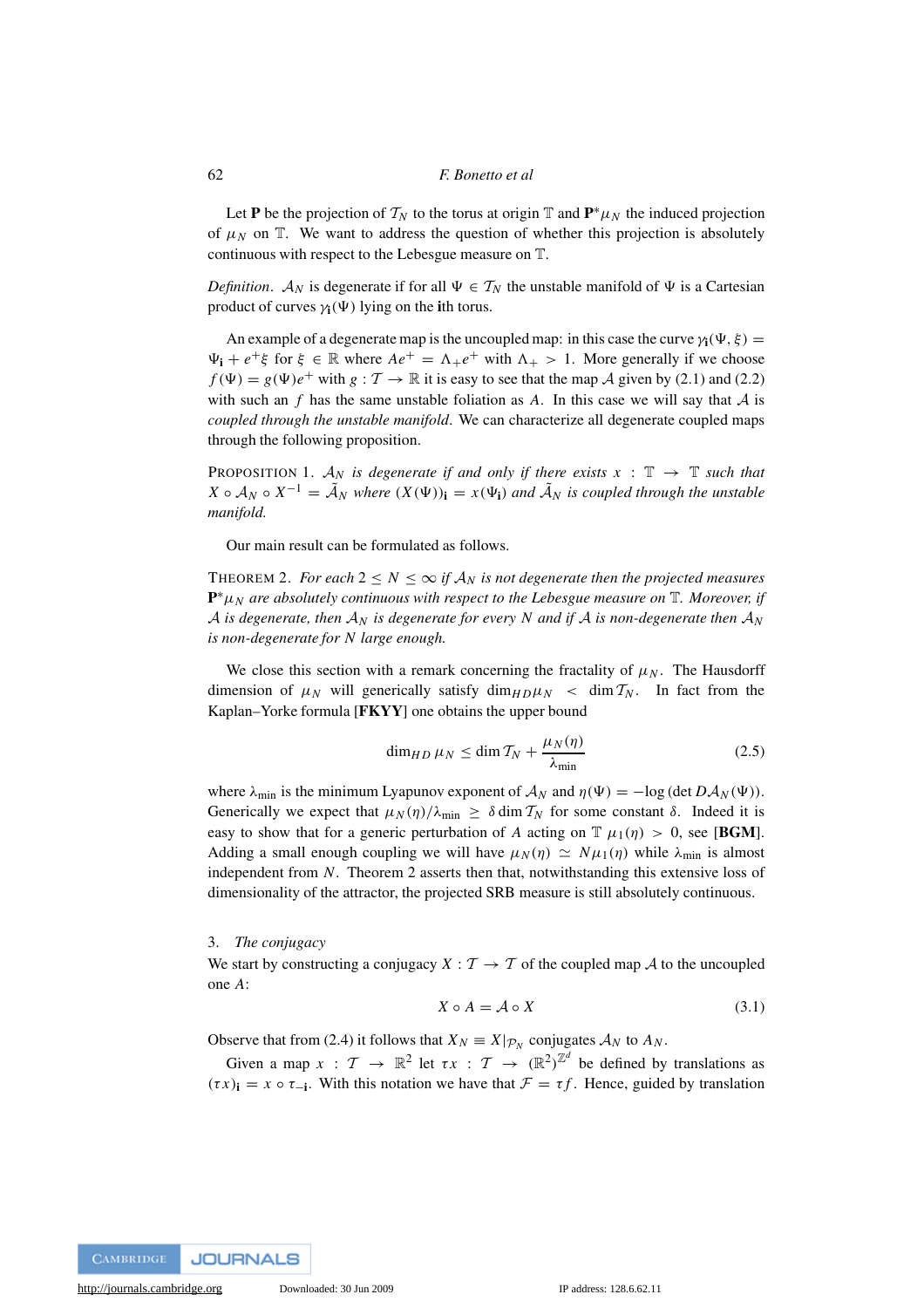Let $\mathbf{P}$ be the projection of $\mathcal{T}_N$ to the torus at origin $\mathbb{T}$ and $\mathbf{P}^*\mu_N$ the induced projection of $\mu_N$ on $\mathbb{T}$. We want to address the question of whether this projection is absolutely continuous with respect to the Lebesgue measure on $\mathbb{T}$.

*Definition*. $\mathcal{A}_N$ is degenerate if for all $\Psi \in \mathcal{T}_N$ the unstable manifold of $\Psi$ is a Cartesian product of curves $\gamma_{\mathbf{i}}(\Psi)$ lying on the $\mathbf{i}$th torus.

An example of a degenerate map is the uncoupled map: in this case the curve $\gamma_{\mathbf{i}}(\Psi, \xi) = \Psi_{\mathbf{i}} + e^+\xi$ for $\xi \in \mathbb{R}$ where $Ae^+ = \Lambda_+ e^+$ with $\Lambda_+ > 1$. More generally if we choose $f(\Psi) = g(\Psi)e^+$ with $g : \mathcal{T} \to \mathbb{R}$ it is easy to see that the map $\mathcal{A}$ given by (2.1) and (2.2) with such an $f$ has the same unstable foliation as $A$. In this case we will say that $\mathcal{A}$ is *coupled through the unstable manifold*. We can characterize all degenerate coupled maps through the following proposition.

PROPOSITION 1. *$\mathcal{A}_N$ is degenerate if and only if there exists $x : \mathbb{T} \to \mathbb{T}$ such that $X \circ \mathcal{A}_N \circ X^{-1} = \tilde{\mathcal{A}}_N$ where $(X(\Psi))_{\mathbf{i}} = x(\Psi_{\mathbf{i}})$ and $\tilde{\mathcal{A}}_N$ is coupled through the unstable manifold.*

Our main result can be formulated as follows.

THEOREM 2. *For each $2 \le N \le \infty$ if $\mathcal{A}_N$ is not degenerate then the projected measures $\mathbf{P}^*\mu_N$ are absolutely continuous with respect to the Lebesgue measure on $\mathbb{T}$. Moreover, if $\mathcal{A}$ is degenerate, then $\mathcal{A}_N$ is degenerate for every $N$ and if $\mathcal{A}$ is non-degenerate then $\mathcal{A}_N$ is non-degenerate for $N$ large enough.*

We close this section with a remark concerning the fractality of $\mu_N$. The Hausdorff dimension of $\mu_N$ will generically satisfy $\dim_{HD}\mu_N < \dim \mathcal{T}_N$. In fact from the Kaplan–Yorke formula [**FKYY**] one obtains the upper bound

$$\dim_{HD} \mu_N \le \dim \mathcal{T}_N + \frac{\mu_N(\eta)}{\lambda_{\min}} \tag{2.5}$$

where $\lambda_{\min}$ is the minimum Lyapunov exponent of $\mathcal{A}_N$ and $\eta(\Psi) = -\log(\det D\mathcal{A}_N(\Psi))$. Generically we expect that $\mu_N(\eta)/\lambda_{\min} \ge \delta \dim \mathcal{T}_N$ for some constant $\delta$. Indeed it is easy to show that for a generic perturbation of $A$ acting on $\mathbb{T}$ $\mu_1(\eta) > 0$, see [**BGM**]. Adding a small enough coupling we will have $\mu_N(\eta) \simeq N\mu_1(\eta)$ while $\lambda_{\min}$ is almost independent from $N$. Theorem 2 asserts then that, notwithstanding this extensive loss of dimensionality of the attractor, the projected SRB measure is still absolutely continuous.

## 3. *The conjugacy*

We start by constructing a conjugacy $X : \mathcal{T} \to \mathcal{T}$ of the coupled map $\mathcal{A}$ to the uncoupled one $A$:

$$X \circ A = \mathcal{A} \circ X \tag{3.1}$$

Observe that from (2.4) it follows that $X_N \equiv X|_{\mathcal{P}_N}$ conjugates $\mathcal{A}_N$ to $A_N$.

Given a map $x : \mathcal{T} \to \mathbb{R}^2$ let $\tau x : \mathcal{T} \to (\mathbb{R}^2)^{\mathbb{Z}^d}$ be defined by translations as $(\tau x)_{\mathbf{i}} = x \circ \tau_{-\mathbf{i}}$. With this notation we have that $\mathcal{F} = \tau f$. Hence, guided by translation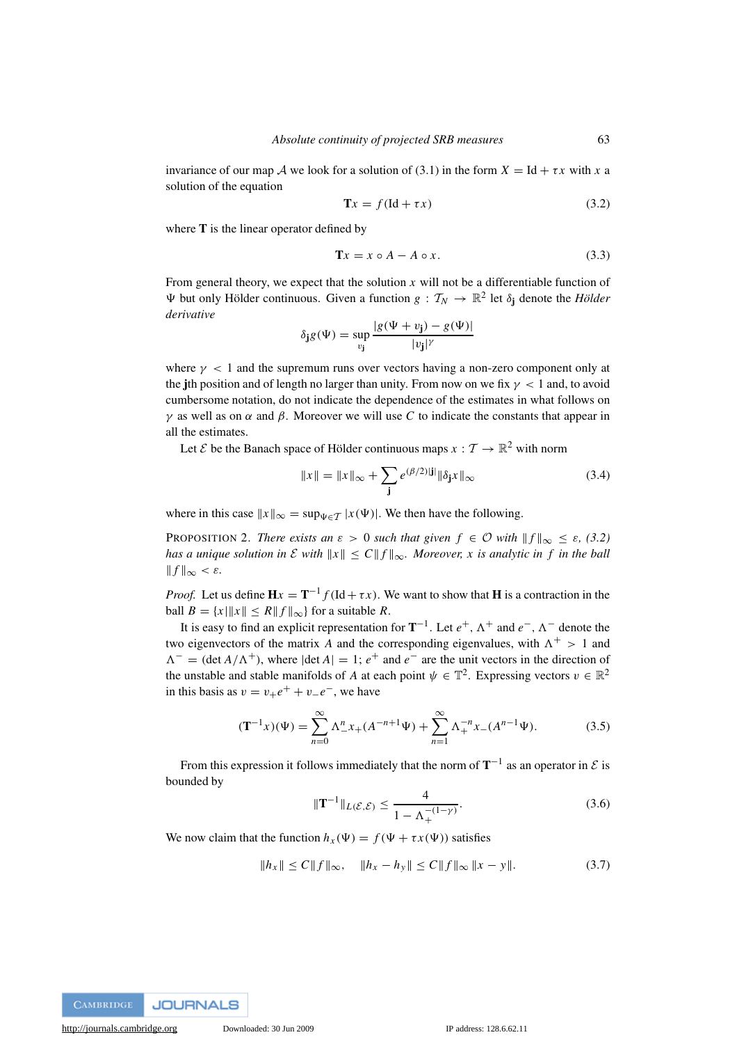invariance of our map $\mathcal{A}$ we look for a solution of (3.1) in the form $X = \mathrm{Id} + \tau x$ with $x$ a solution of the equation

$$\mathbf{T}x = f(\mathrm{Id} + \tau x) \tag{3.2}$$

where $\mathbf{T}$ is the linear operator defined by

$$\mathbf{T}x = x \circ A - A \circ x. \tag{3.3}$$

From general theory, we expect that the solution $x$ will not be a differentiable function of $\Psi$ but only Hölder continuous. Given a function $g : \mathcal{T}_N \to \mathbb{R}^2$ let $\delta_{\mathbf{j}}$ denote the *Hölder derivative*

$$\delta_{\mathbf{j}} g(\Psi) = \sup_{v_{\mathbf{j}}} \frac{|g(\Psi + v_{\mathbf{j}}) - g(\Psi)|}{|v_{\mathbf{j}}|^{\gamma}}$$

where $\gamma < 1$ and the supremum runs over vectors having a non-zero component only at the $\mathbf{j}$th position and of length no larger than unity. From now on we fix $\gamma < 1$ and, to avoid cumbersome notation, do not indicate the dependence of the estimates in what follows on $\gamma$ as well as on $\alpha$ and $\beta$. Moreover we will use $C$ to indicate the constants that appear in all the estimates.

Let $\mathcal{E}$ be the Banach space of Hölder continuous maps $x : \mathcal{T} \to \mathbb{R}^2$ with norm

$$\|x\| = \|x\|_{\infty} + \sum_{\mathbf{j}} e^{(\beta/2)|\mathbf{j}|} \|\delta_{\mathbf{j}} x\|_{\infty} \tag{3.4}$$

where in this case $\|x\|_{\infty} = \sup_{\Psi \in \mathcal{T}} |x(\Psi)|$. We then have the following.

PROPOSITION 2. *There exists an $\varepsilon > 0$ such that given $f \in \mathcal{O}$ with $\|f\|_{\infty} \le \varepsilon$, (3.2) has a unique solution in $\mathcal{E}$ with $\|x\| \le C\|f\|_{\infty}$. Moreover, $x$ is analytic in $f$ in the ball $\|f\|_{\infty} < \varepsilon$.*

*Proof.* Let us define $\mathbf{H}x = \mathbf{T}^{-1} f(\mathrm{Id} + \tau x)$. We want to show that $\mathbf{H}$ is a contraction in the ball $B = \{x \,|\, \|x\| \le R\|f\|_{\infty}\}$ for a suitable $R$.

It is easy to find an explicit representation for $\mathbf{T}^{-1}$. Let $e^+$, $\Lambda^+$ and $e^-$, $\Lambda^-$ denote the two eigenvectors of the matrix $A$ and the corresponding eigenvalues, with $\Lambda^+ > 1$ and $\Lambda^- = (\det A/\Lambda^+)$, where $|\det A| = 1$; $e^+$ and $e^-$ are the unit vectors in the direction of the unstable and stable manifolds of $A$ at each point $\psi \in \mathbb{T}^2$. Expressing vectors $v \in \mathbb{R}^2$ in this basis as $v = v_+ e^+ + v_- e^-$, we have

$$(\mathbf{T}^{-1}x)(\Psi) = \sum_{n=0}^{\infty} \Lambda_-^n x_+(A^{-n+1}\Psi) + \sum_{n=1}^{\infty} \Lambda_+^{-n} x_-(A^{n-1}\Psi). \tag{3.5}$$

From this expression it follows immediately that the norm of $\mathbf{T}^{-1}$ as an operator in $\mathcal{E}$ is bounded by

$$\|\mathbf{T}^{-1}\|_{L(\mathcal{E},\mathcal{E})} \le \frac{4}{1 - \Lambda_+^{-(1-\gamma)}}. \tag{3.6}$$

We now claim that the function $h_x(\Psi) = f(\Psi + \tau x(\Psi))$ satisfies

$$\|h_x\| \le C\|f\|_{\infty}, \quad \|h_x - h_y\| \le C\|f\|_{\infty}\,\|x - y\|. \tag{3.7}$$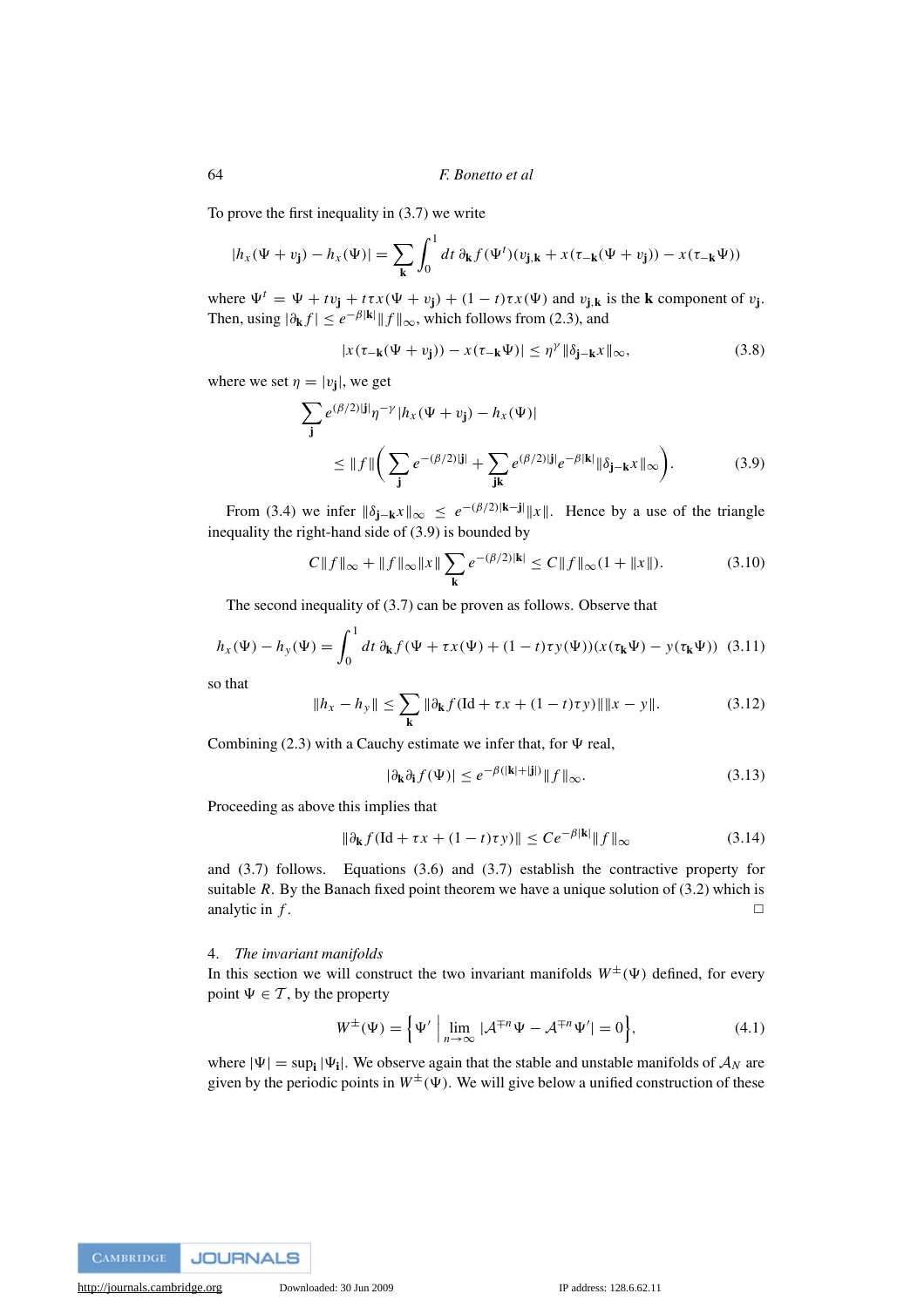To prove the first inequality in (3.7) we write

$$|h_x(\Psi + v_{\mathbf{j}}) - h_x(\Psi)| = \sum_{\mathbf{k}} \int_0^1 dt\, \partial_{\mathbf{k}} f(\Psi^t)(v_{\mathbf{j},\mathbf{k}} + x(\tau_{-\mathbf{k}}(\Psi + v_{\mathbf{j}})) - x(\tau_{-\mathbf{k}}\Psi))$$

where $\Psi^t = \Psi + t v_{\mathbf{j}} + t\tau x(\Psi + v_{\mathbf{j}}) + (1-t)\tau x(\Psi)$ and $v_{\mathbf{j},\mathbf{k}}$ is the $\mathbf{k}$ component of $v_{\mathbf{j}}$. Then, using $|\partial_{\mathbf{k}} f| \le e^{-\beta|\mathbf{k}|}\|f\|_\infty$, which follows from (2.3), and

$$|x(\tau_{-\mathbf{k}}(\Psi + v_{\mathbf{j}})) - x(\tau_{-\mathbf{k}}\Psi)| \le \eta^\gamma \|\delta_{\mathbf{j}-\mathbf{k}} x\|_\infty, \tag{3.8}$$

where we set $\eta = |v_{\mathbf{j}}|$, we get

$$\begin{aligned}\sum_{\mathbf{j}} & e^{(\beta/2)|\mathbf{j}|}\eta^{-\gamma}|h_x(\Psi + v_{\mathbf{j}}) - h_x(\Psi)| \\ &\le \|f\|\bigg(\sum_{\mathbf{j}} e^{-(\beta/2)|\mathbf{j}|} + \sum_{\mathbf{jk}} e^{(\beta/2)|\mathbf{j}|} e^{-\beta|\mathbf{k}|}\|\delta_{\mathbf{j}-\mathbf{k}} x\|_\infty\bigg).\end{aligned} \tag{3.9}$$

From (3.4) we infer $\|\delta_{\mathbf{j}-\mathbf{k}} x\|_\infty \le e^{-(\beta/2)|\mathbf{k}-\mathbf{j}|}\|x\|$. Hence by a use of the triangle inequality the right-hand side of (3.9) is bounded by

$$C\|f\|_\infty + \|f\|_\infty \|x\| \sum_{\mathbf{k}} e^{-(\beta/2)|\mathbf{k}|} \le C\|f\|_\infty (1 + \|x\|). \tag{3.10}$$

The second inequality of (3.7) can be proven as follows. Observe that

$$h_x(\Psi) - h_y(\Psi) = \int_0^1 dt\, \partial_{\mathbf{k}} f(\Psi + \tau x(\Psi) + (1-t)\tau y(\Psi))(x(\tau_{\mathbf{k}}\Psi) - y(\tau_{\mathbf{k}}\Psi)) \tag{3.11}$$

so that

$$\|h_x - h_y\| \le \sum_{\mathbf{k}} \|\partial_{\mathbf{k}} f(\mathrm{Id} + \tau x + (1-t)\tau y)\| \|x - y\|. \tag{3.12}$$

Combining (2.3) with a Cauchy estimate we infer that, for $\Psi$ real,

$$|\partial_{\mathbf{k}}\partial_{\mathbf{i}} f(\Psi)| \le e^{-\beta(|\mathbf{k}| + |\mathbf{j}|)}\|f\|_\infty. \tag{3.13}$$

Proceeding as above this implies that

$$\|\partial_{\mathbf{k}} f(\mathrm{Id} + \tau x + (1-t)\tau y)\| \le C e^{-\beta|\mathbf{k}|}\|f\|_\infty \tag{3.14}$$

and (3.7) follows. Equations (3.6) and (3.7) establish the contractive property for suitable $R$. By the Banach fixed point theorem we have a unique solution of (3.2) which is analytic in $f$. □

## 4. *The invariant manifolds*

In this section we will construct the two invariant manifolds $W^\pm(\Psi)$ defined, for every point $\Psi \in \mathcal{T}$, by the property

$$W^\pm(\Psi) = \left\{\Psi' \;\middle|\; \lim_{n\to\infty} |\mathcal{A}^{\mp n}\Psi - \mathcal{A}^{\mp n}\Psi'| = 0\right\}, \tag{4.1}$$

where $|\Psi| = \sup_{\mathbf{i}} |\Psi_{\mathbf{i}}|$. We observe again that the stable and unstable manifolds of $\mathcal{A}_N$ are given by the periodic points in $W^\pm(\Psi)$. We will give below a unified construction of these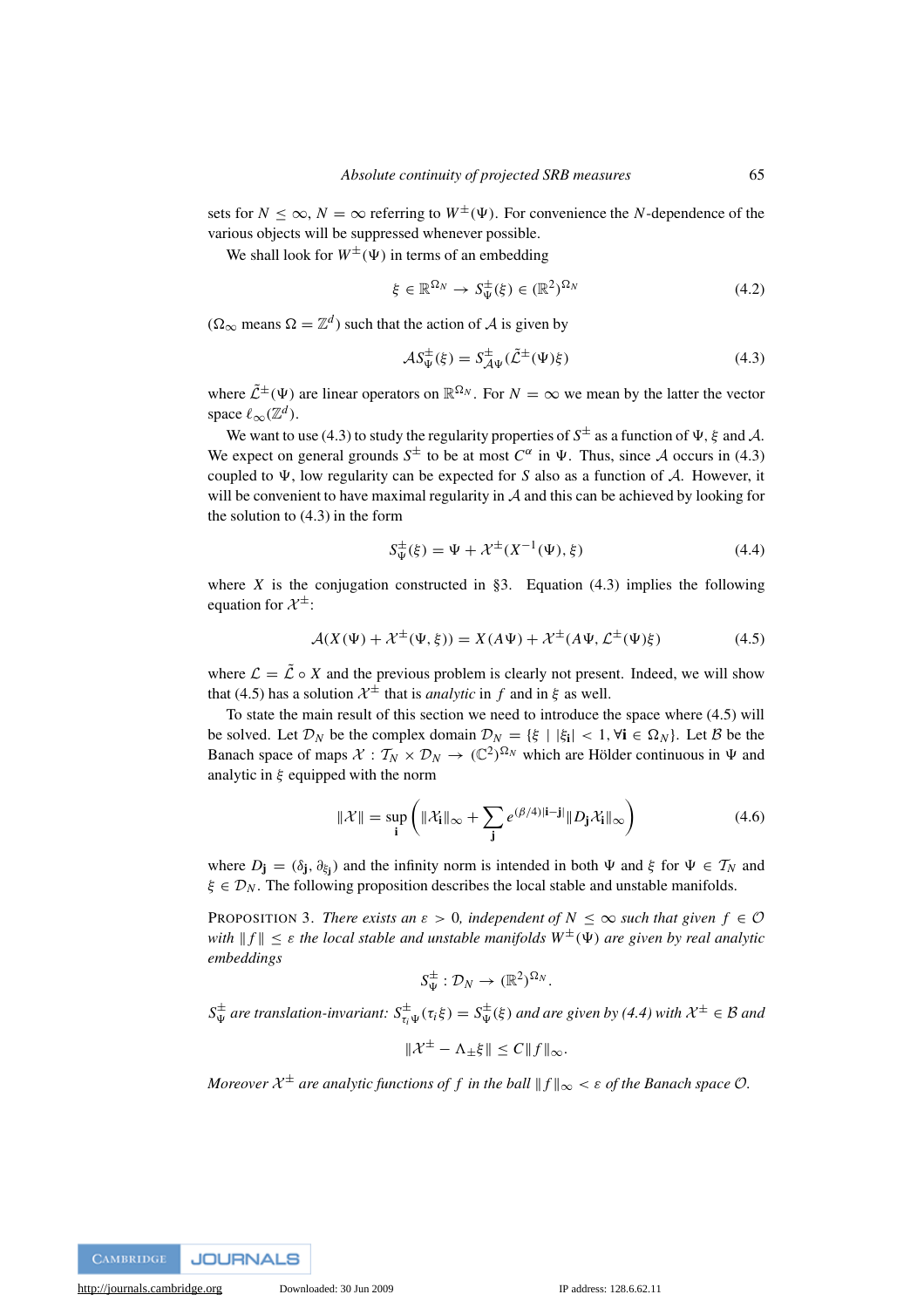sets for $N \le \infty$, $N = \infty$ referring to $W^{\pm}(\Psi)$. For convenience the $N$-dependence of the various objects will be suppressed whenever possible.

We shall look for $W^{\pm}(\Psi)$ in terms of an embedding

$$\xi \in \mathbb{R}^{\Omega_N} \to S^{\pm}_{\Psi}(\xi) \in (\mathbb{R}^2)^{\Omega_N} \tag{4.2}$$

($\Omega_\infty$ means $\Omega = \mathbb{Z}^d$) such that the action of $\mathcal{A}$ is given by

$$\mathcal{A} S^{\pm}_{\Psi}(\xi) = S^{\pm}_{\mathcal{A}\Psi}(\tilde{\mathcal{L}}^{\pm}(\Psi)\xi) \tag{4.3}$$

where $\tilde{\mathcal{L}}^{\pm}(\Psi)$ are linear operators on $\mathbb{R}^{\Omega_N}$. For $N = \infty$ we mean by the latter the vector space $\ell_\infty(\mathbb{Z}^d)$.

We want to use (4.3) to study the regularity properties of $S^{\pm}$ as a function of $\Psi$, $\xi$ and $\mathcal{A}$. We expect on general grounds $S^{\pm}$ to be at most $C^{\alpha}$ in $\Psi$. Thus, since $\mathcal{A}$ occurs in (4.3) coupled to $\Psi$, low regularity can be expected for $S$ also as a function of $\mathcal{A}$. However, it will be convenient to have maximal regularity in $\mathcal{A}$ and this can be achieved by looking for the solution to (4.3) in the form

$$S^{\pm}_{\Psi}(\xi) = \Psi + \mathcal{X}^{\pm}(X^{-1}(\Psi), \xi) \tag{4.4}$$

where $X$ is the conjugation constructed in §3. Equation (4.3) implies the following equation for $\mathcal{X}^{\pm}$:

$$\mathcal{A}(X(\Psi) + \mathcal{X}^{\pm}(\Psi, \xi)) = X(A\Psi) + \mathcal{X}^{\pm}(A\Psi, \mathcal{L}^{\pm}(\Psi)\xi) \tag{4.5}$$

where $\mathcal{L} = \tilde{\mathcal{L}} \circ X$ and the previous problem is clearly not present. Indeed, we will show that (4.5) has a solution $\mathcal{X}^{\pm}$ that is *analytic* in $f$ and in $\xi$ as well.

To state the main result of this section we need to introduce the space where (4.5) will be solved. Let $\mathcal{D}_N$ be the complex domain $\mathcal{D}_N = \{\xi \mid |\xi_{\mathbf{i}}| < 1, \forall \mathbf{i} \in \Omega_N\}$. Let $\mathcal{B}$ be the Banach space of maps $\mathcal{X} : \mathcal{T}_N \times \mathcal{D}_N \to (\mathbb{C}^2)^{\Omega_N}$ which are Hölder continuous in $\Psi$ and analytic in $\xi$ equipped with the norm

$$\|\mathcal{X}\| = \sup_{\mathbf{i}} \left( \|\mathcal{X}_{\mathbf{i}}\|_\infty + \sum_{\mathbf{j}} e^{(\beta/4)|\mathbf{i}-\mathbf{j}|} \|D_{\mathbf{j}} \mathcal{X}_{\mathbf{i}}\|_\infty \right) \tag{4.6}$$

where $D_{\mathbf{j}} = (\delta_{\mathbf{j}}, \partial_{\xi_{\mathbf{j}}})$ and the infinity norm is intended in both $\Psi$ and $\xi$ for $\Psi \in \mathcal{T}_N$ and $\xi \in \mathcal{D}_N$. The following proposition describes the local stable and unstable manifolds.

PROPOSITION 3. *There exists an $\varepsilon > 0$, independent of $N \le \infty$ such that given $f \in \mathcal{O}$ with $\|f\| \le \varepsilon$ the local stable and unstable manifolds $W^{\pm}(\Psi)$ are given by real analytic embeddings*

$$S^{\pm}_{\Psi} : \mathcal{D}_N \to (\mathbb{R}^2)^{\Omega_N}.$$

*$S^{\pm}_{\Psi}$ are translation-invariant: $S^{\pm}_{\tau_i \Psi}(\tau_i \xi) = S^{\pm}_{\Psi}(\xi)$ and are given by (4.4) with $\mathcal{X}^{\pm} \in \mathcal{B}$ and*

$$\|\mathcal{X}^{\pm} - \Lambda_{\pm}\xi\| \le C\|f\|_\infty.$$

*Moreover $\mathcal{X}^{\pm}$ are analytic functions of $f$ in the ball $\|f\|_\infty < \varepsilon$ of the Banach space $\mathcal{O}$.*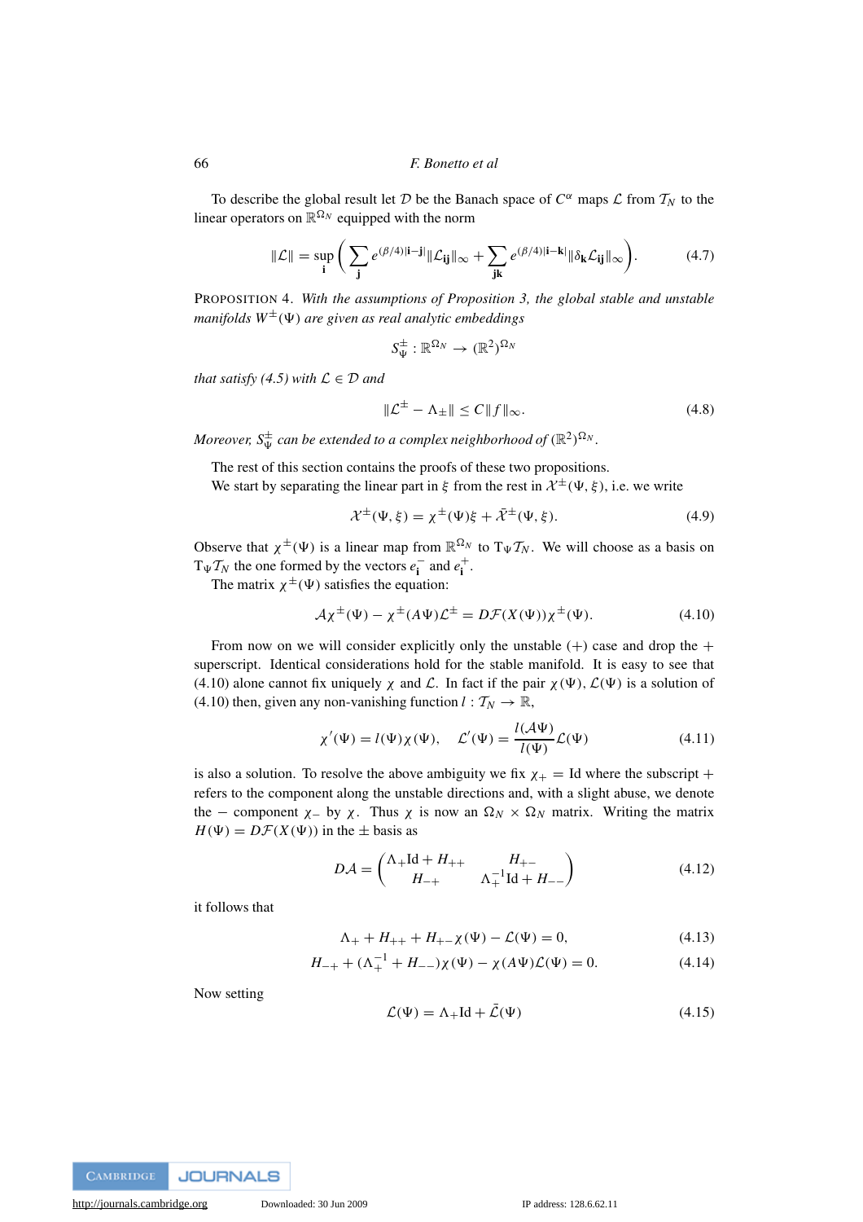To describe the global result let $\mathcal{D}$ be the Banach space of $C^\alpha$ maps $\mathcal{L}$ from $\mathcal{T}_N$ to the linear operators on $\mathbb{R}^{\Omega_N}$ equipped with the norm

$$\|\mathcal{L}\| = \sup_{\mathbf{i}} \left( \sum_{\mathbf{j}} e^{(\beta/4)|\mathbf{i}-\mathbf{j}|} \|\mathcal{L}_{\mathbf{ij}}\|_\infty + \sum_{\mathbf{jk}} e^{(\beta/4)|\mathbf{i}-\mathbf{k}|} \|\delta_{\mathbf{k}} \mathcal{L}_{\mathbf{ij}}\|_\infty \right). \tag{4.7}$$

PROPOSITION 4. *With the assumptions of Proposition 3, the global stable and unstable manifolds $W^\pm(\Psi)$ are given as real analytic embeddings*

$$S^\pm_\Psi : \mathbb{R}^{\Omega_N} \to (\mathbb{R}^2)^{\Omega_N}$$

*that satisfy (4.5) with $\mathcal{L} \in \mathcal{D}$ and*

$$\|\mathcal{L}^\pm - \Lambda_\pm\| \leq C\|f\|_\infty. \tag{4.8}$$

*Moreover, $S^\pm_\Psi$ can be extended to a complex neighborhood of $(\mathbb{R}^2)^{\Omega_N}$.*

The rest of this section contains the proofs of these two propositions.

We start by separating the linear part in $\xi$ from the rest in $\mathcal{X}^\pm(\Psi, \xi)$, i.e. we write

$$\mathcal{X}^\pm(\Psi, \xi) = \chi^\pm(\Psi)\xi + \bar{\mathcal{X}}^\pm(\Psi, \xi). \tag{4.9}$$

Observe that $\chi^\pm(\Psi)$ is a linear map from $\mathbb{R}^{\Omega_N}$ to $\mathrm{T}_\Psi \mathcal{T}_N$. We will choose as a basis on $\mathrm{T}_\Psi \mathcal{T}_N$ the one formed by the vectors $e^-_{\mathbf{i}}$ and $e^+_{\mathbf{i}}$.

The matrix $\chi^\pm(\Psi)$ satisfies the equation:

$$\mathcal{A}\chi^\pm(\Psi) - \chi^\pm(\mathcal{A}\Psi)\mathcal{L}^\pm = D\mathcal{F}(X(\Psi))\chi^\pm(\Psi). \tag{4.10}$$

From now on we will consider explicitly only the unstable $(+)$ case and drop the $+$ superscript. Identical considerations hold for the stable manifold. It is easy to see that (4.10) alone cannot fix uniquely $\chi$ and $\mathcal{L}$. In fact if the pair $\chi(\Psi)$, $\mathcal{L}(\Psi)$ is a solution of (4.10) then, given any non-vanishing function $l : \mathcal{T}_N \to \mathbb{R}$,

$$\chi'(\Psi) = l(\Psi)\chi(\Psi), \quad \mathcal{L}'(\Psi) = \frac{l(\mathcal{A}\Psi)}{l(\Psi)}\mathcal{L}(\Psi) \tag{4.11}$$

is also a solution. To resolve the above ambiguity we fix $\chi_+ = \mathrm{Id}$ where the subscript $+$ refers to the component along the unstable directions and, with a slight abuse, we denote the $-$ component $\chi_-$ by $\chi$. Thus $\chi$ is now an $\Omega_N \times \Omega_N$ matrix. Writing the matrix $H(\Psi) = D\mathcal{F}(X(\Psi))$ in the $\pm$ basis as

$$D\mathcal{A} = \begin{pmatrix} \Lambda_+ \mathrm{Id} + H_{++} & H_{+-} \\ H_{-+} & \Lambda_+^{-1}\mathrm{Id} + H_{--} \end{pmatrix} \tag{4.12}$$

it follows that

$$\Lambda_+ + H_{++} + H_{+-}\chi(\Psi) - \mathcal{L}(\Psi) = 0, \tag{4.13}$$

$$H_{-+} + (\Lambda_+^{-1} + H_{--})\chi(\Psi) - \chi(\mathcal{A}\Psi)\mathcal{L}(\Psi) = 0. \tag{4.14}$$

Now setting

$$\mathcal{L}(\Psi) = \Lambda_+ \mathrm{Id} + \bar{\mathcal{L}}(\Psi) \tag{4.15}$$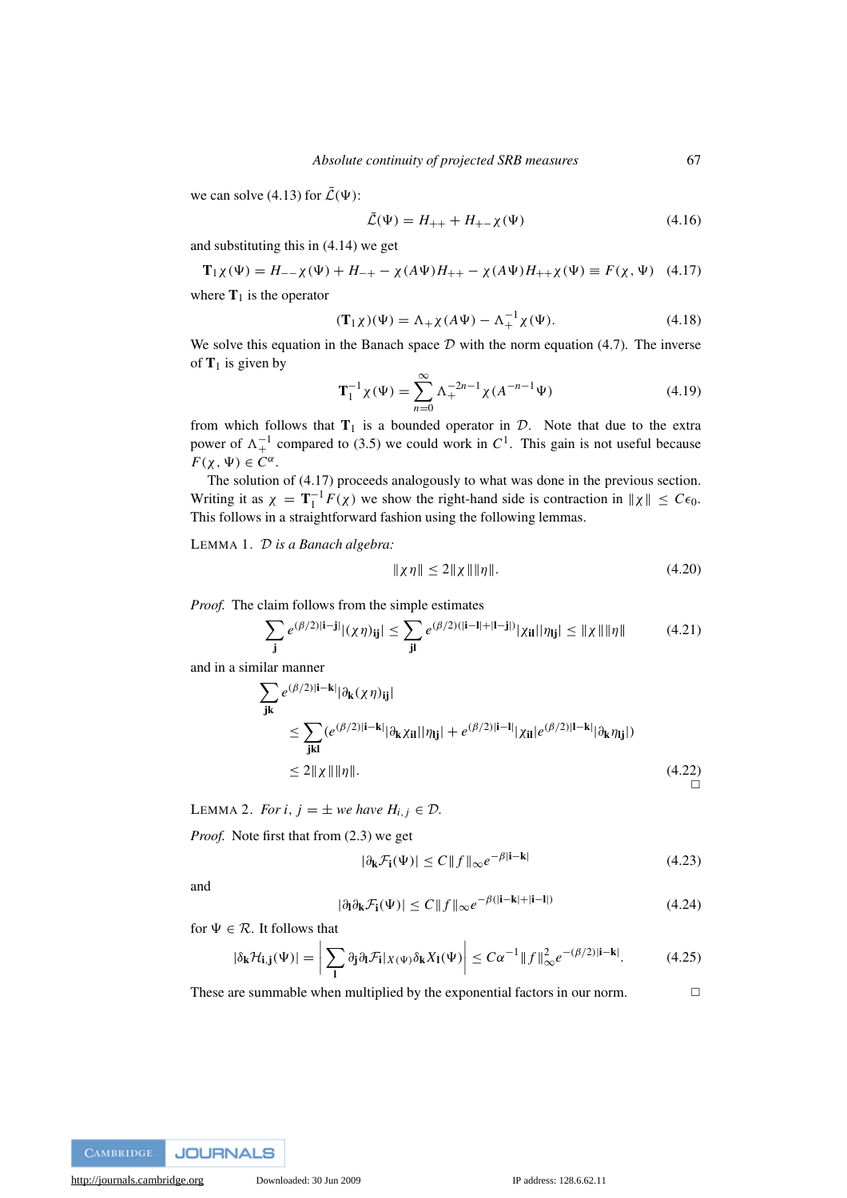we can solve (4.13) for $\bar{\mathcal{L}}(\Psi)$:

$$\bar{\mathcal{L}}(\Psi) = H_{++} + H_{+-}\chi(\Psi) \tag{4.16}$$

and substituting this in (4.14) we get

$$\mathbf{T}_1\chi(\Psi) = H_{--}\chi(\Psi) + H_{-+} - \chi(A\Psi)H_{++} - \chi(A\Psi)H_{++}\chi(\Psi) \equiv F(\chi, \Psi) \tag{4.17}$$

where $\mathbf{T}_1$ is the operator

$$(\mathbf{T}_1\chi)(\Psi) = \Lambda_+\chi(A\Psi) - \Lambda_+^{-1}\chi(\Psi). \tag{4.18}$$

We solve this equation in the Banach space $\mathcal{D}$ with the norm equation (4.7). The inverse of $\mathbf{T}_1$ is given by

$$\mathbf{T}_1^{-1}\chi(\Psi) = \sum_{n=0}^{\infty} \Lambda_+^{-2n-1}\chi(A^{-n-1}\Psi) \tag{4.19}$$

from which follows that $\mathbf{T}_1$ is a bounded operator in $\mathcal{D}$. Note that due to the extra power of $\Lambda_+^{-1}$ compared to (3.5) we could work in $C^1$. This gain is not useful because $F(\chi, \Psi) \in C^\alpha$.

The solution of (4.17) proceeds analogously to what was done in the previous section. Writing it as $\chi = \mathbf{T}_1^{-1}F(\chi)$ we show the right-hand side is contraction in $\|\chi\| \leq C\epsilon_0$. This follows in a straightforward fashion using the following lemmas.

LEMMA 1. *$\mathcal{D}$ is a Banach algebra:*

$$\|\chi\eta\| \leq 2\|\chi\|\|\eta\|. \tag{4.20}$$

*Proof.* The claim follows from the simple estimates

$$\sum_{\mathbf{j}} e^{(\beta/2)|\mathbf{i}-\mathbf{j}|}|(\chi\eta)_{\mathbf{ij}}| \leq \sum_{\mathbf{jl}} e^{(\beta/2)(|\mathbf{i}-\mathbf{l}|+|\mathbf{l}-\mathbf{j}|)}|\chi_{\mathbf{il}}||\eta_{\mathbf{lj}}| \leq \|\chi\|\|\eta\| \tag{4.21}$$

and in a similar manner

$$\begin{aligned}
&\sum_{\mathbf{jk}} e^{(\beta/2)|\mathbf{i}-\mathbf{k}|}|\partial_{\mathbf{k}}(\chi\eta)_{\mathbf{ij}}| \\
&\quad\leq \sum_{\mathbf{jkl}} (e^{(\beta/2)|\mathbf{i}-\mathbf{k}|}|\partial_{\mathbf{k}}\chi_{\mathbf{il}}||\eta_{\mathbf{lj}}| + e^{(\beta/2)|\mathbf{i}-\mathbf{l}|}|\chi_{\mathbf{il}}|e^{(\beta/2)|\mathbf{l}-\mathbf{k}|}|\partial_{\mathbf{k}}\eta_{\mathbf{lj}}|) \\
&\quad\leq 2\|\chi\|\|\eta\|.
\end{aligned} \tag{4.22}$$

□

LEMMA 2. *For $i, j = \pm$ we have $H_{i,j} \in \mathcal{D}$.*

*Proof.* Note first that from (2.3) we get

$$|\partial_{\mathbf{k}}\mathcal{F}_{\mathbf{i}}(\Psi)| \leq C\|f\|_\infty e^{-\beta|\mathbf{i}-\mathbf{k}|} \tag{4.23}$$

and

$$|\partial_{\mathbf{l}}\partial_{\mathbf{k}}\mathcal{F}_{\mathbf{i}}(\Psi)| \leq C\|f\|_\infty e^{-\beta(|\mathbf{i}-\mathbf{k}|+|\mathbf{i}-\mathbf{l}|)} \tag{4.24}$$

for $\Psi \in \mathcal{R}$. It follows that

$$|\delta_{\mathbf{k}}\mathcal{H}_{\mathbf{i},\mathbf{j}}(\Psi)| = \left|\sum_{\mathbf{l}} \partial_{\mathbf{j}}\partial_{\mathbf{l}}\mathcal{F}_{\mathbf{i}}|_{X(\Psi)}\delta_{\mathbf{k}}X_{\mathbf{l}}(\Psi)\right| \leq C\alpha^{-1}\|f\|_\infty^2 e^{-(\beta/2)|\mathbf{i}-\mathbf{k}|}. \tag{4.25}$$

These are summable when multiplied by the exponential factors in our norm. □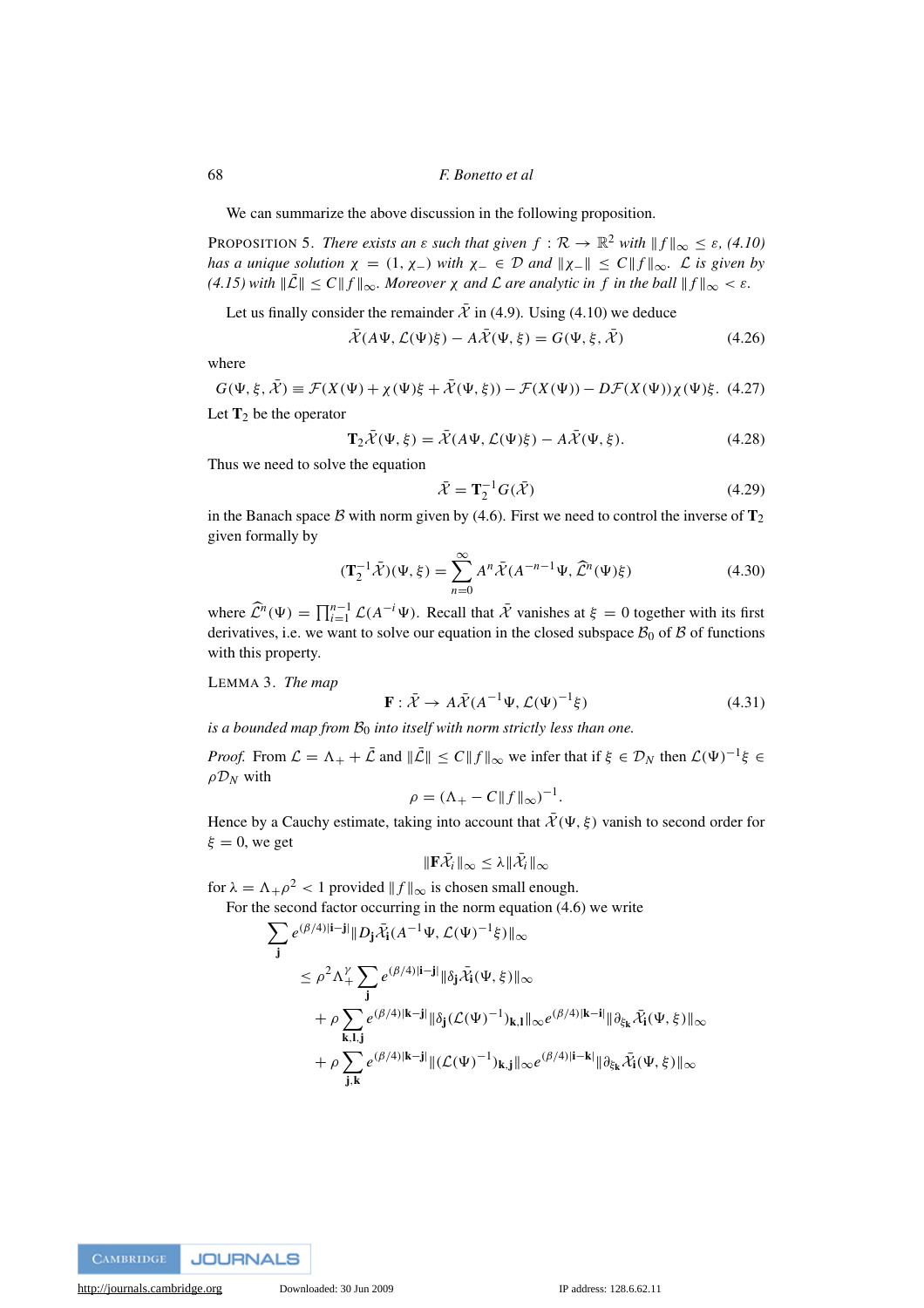We can summarize the above discussion in the following proposition.

PROPOSITION 5. *There exists an $\varepsilon$ such that given $f : \mathcal{R} \to \mathbb{R}^2$ with $\|f\|_\infty \le \varepsilon$, (4.10) has a unique solution $\chi = (1, \chi_-)$ with $\chi_- \in \mathcal{D}$ and $\|\chi_-\| \le C\|f\|_\infty$. $\mathcal{L}$ is given by (4.15) with $\|\bar{\mathcal{L}}\| \le C\|f\|_\infty$. Moreover $\chi$ and $\mathcal{L}$ are analytic in $f$ in the ball $\|f\|_\infty < \varepsilon$.*

Let us finally consider the remainder $\bar{\mathcal{X}}$ in (4.9). Using (4.10) we deduce

$$\bar{\mathcal{X}}(A\Psi, \mathcal{L}(\Psi)\xi) - A\bar{\mathcal{X}}(\Psi, \xi) = G(\Psi, \xi, \bar{\mathcal{X}}) \tag{4.26}$$

where

$$G(\Psi, \xi, \bar{\mathcal{X}}) \equiv \mathcal{F}(X(\Psi) + \chi(\Psi)\xi + \bar{\mathcal{X}}(\Psi, \xi)) - \mathcal{F}(X(\Psi)) - D\mathcal{F}(X(\Psi))\chi(\Psi)\xi. \tag{4.27}$$

Let $\mathbf{T}_2$ be the operator

$$\mathbf{T}_2\bar{\mathcal{X}}(\Psi, \xi) = \bar{\mathcal{X}}(A\Psi, \mathcal{L}(\Psi)\xi) - A\bar{\mathcal{X}}(\Psi, \xi). \tag{4.28}$$

Thus we need to solve the equation

$$\bar{\mathcal{X}} = \mathbf{T}_2^{-1}G(\bar{\mathcal{X}}) \tag{4.29}$$

in the Banach space $\mathcal{B}$ with norm given by (4.6). First we need to control the inverse of $\mathbf{T}_2$ given formally by

$$(\mathbf{T}_2^{-1}\bar{\mathcal{X}})(\Psi, \xi) = \sum_{n=0}^{\infty} A^n \bar{\mathcal{X}}(A^{-n-1}\Psi, \widehat{\mathcal{L}}^n(\Psi)\xi) \tag{4.30}$$

where $\widehat{\mathcal{L}}^n(\Psi) = \prod_{i=1}^{n-1} \mathcal{L}(A^{-i}\Psi)$. Recall that $\bar{\mathcal{X}}$ vanishes at $\xi = 0$ together with its first derivatives, i.e. we want to solve our equation in the closed subspace $\mathcal{B}_0$ of $\mathcal{B}$ of functions with this property.

LEMMA 3. *The map*

$$\mathbf{F} : \bar{\mathcal{X}} \to A\bar{\mathcal{X}}(A^{-1}\Psi, \mathcal{L}(\Psi)^{-1}\xi) \tag{4.31}$$

*is a bounded map from $\mathcal{B}_0$ into itself with norm strictly less than one.*

*Proof.* From $\mathcal{L} = \Lambda_+ + \bar{\mathcal{L}}$ and $\|\bar{\mathcal{L}}\| \le C\|f\|_\infty$ we infer that if $\xi \in \mathcal{D}_N$ then $\mathcal{L}(\Psi)^{-1}\xi \in \rho\mathcal{D}_N$ with

$$\rho = (\Lambda_+ - C\|f\|_\infty)^{-1}.$$

Hence by a Cauchy estimate, taking into account that $\bar{\mathcal{X}}(\Psi, \xi)$ vanish to second order for $\xi = 0$, we get

$$\|\mathbf{F}\bar{\mathcal{X}}_i\|_\infty \le \lambda\|\bar{\mathcal{X}}_i\|_\infty$$

for $\lambda = \Lambda_+\rho^2 < 1$ provided $\|f\|_\infty$ is chosen small enough.

For the second factor occurring in the norm equation (4.6) we write

$$\begin{aligned}
&\sum_{\mathbf{j}} e^{(\beta/4)|\mathbf{i}-\mathbf{j}|}\|D_{\mathbf{j}}\bar{\mathcal{X}}_{\mathbf{i}}(A^{-1}\Psi, \mathcal{L}(\Psi)^{-1}\xi)\|_\infty \\
&\quad\le \rho^2\Lambda_+^{\gamma}\sum_{\mathbf{j}} e^{(\beta/4)|\mathbf{i}-\mathbf{j}|}\|\delta_{\mathbf{j}}\bar{\mathcal{X}}_{\mathbf{i}}(\Psi, \xi)\|_\infty \\
&\qquad+ \rho\sum_{\mathbf{k},\mathbf{l},\mathbf{j}} e^{(\beta/4)|\mathbf{k}-\mathbf{j}|}\|\delta_{\mathbf{j}}(\mathcal{L}(\Psi)^{-1})_{\mathbf{k},\mathbf{l}}\|_\infty e^{(\beta/4)|\mathbf{k}-\mathbf{i}|}\|\partial_{\xi_{\mathbf{k}}}\bar{\mathcal{X}}_{\mathbf{i}}(\Psi, \xi)\|_\infty \\
&\qquad+ \rho\sum_{\mathbf{j},\mathbf{k}} e^{(\beta/4)|\mathbf{k}-\mathbf{j}|}\|(\mathcal{L}(\Psi)^{-1})_{\mathbf{k},\mathbf{j}}\|_\infty e^{(\beta/4)|\mathbf{i}-\mathbf{k}|}\|\partial_{\xi_{\mathbf{k}}}\bar{\mathcal{X}}_{\mathbf{i}}(\Psi, \xi)\|_\infty
\end{aligned}$$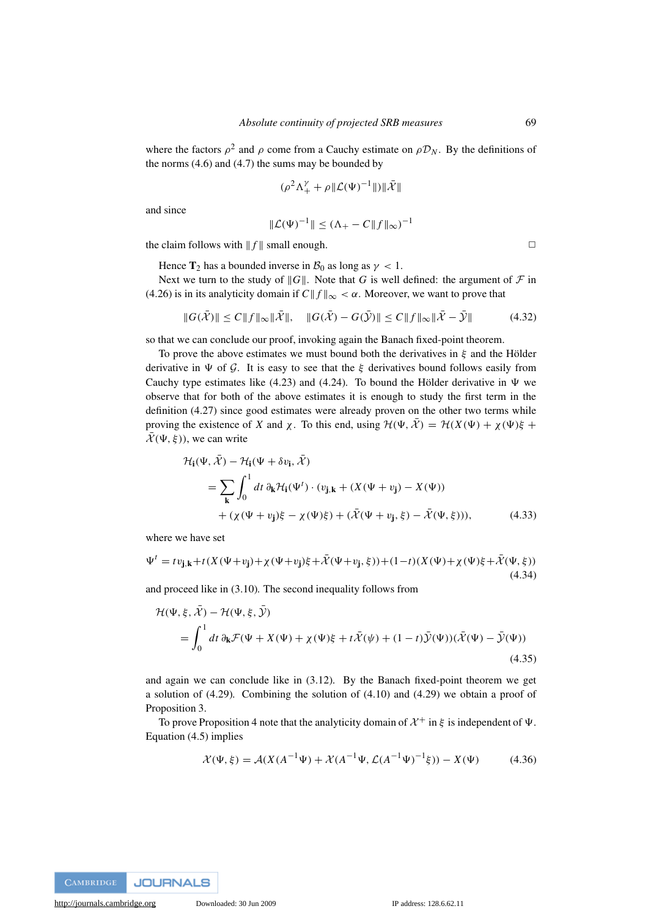where the factors $\rho^2$ and $\rho$ come from a Cauchy estimate on $\rho \mathcal{D}_N$. By the definitions of the norms (4.6) and (4.7) the sums may be bounded by

$$(\rho^2 \Lambda_+^\gamma + \rho \|\mathcal{L}(\Psi)^{-1}\|)\|\bar{\mathcal{X}}\|$$

and since

$$\|\mathcal{L}(\Psi)^{-1}\| \leq (\Lambda_+ - C\|f\|_\infty)^{-1}$$

the claim follows with $\|f\|$ small enough. □

Hence $\mathbf{T}_2$ has a bounded inverse in $\mathcal{B}_0$ as long as $\gamma < 1$.

Next we turn to the study of $\|G\|$. Note that $G$ is well defined: the argument of $\mathcal{F}$ in (4.26) is in its analyticity domain if $C\|f\|_\infty < \alpha$. Moreover, we want to prove that

$$\|G(\bar{\mathcal{X}})\| \leq C\|f\|_\infty \|\bar{\mathcal{X}}\|, \quad \|G(\bar{\mathcal{X}}) - G(\bar{\mathcal{Y}})\| \leq C\|f\|_\infty \|\bar{\mathcal{X}} - \bar{\mathcal{Y}}\| \tag{4.32}$$

so that we can conclude our proof, invoking again the Banach fixed-point theorem.

To prove the above estimates we must bound both the derivatives in $\xi$ and the Hölder derivative in $\Psi$ of $\mathcal{G}$. It is easy to see that the $\xi$ derivatives bound follows easily from Cauchy type estimates like (4.23) and (4.24). To bound the Hölder derivative in $\Psi$ we observe that for both of the above estimates it is enough to study the first term in the definition (4.27) since good estimates were already proven on the other two terms while proving the existence of $X$ and $\chi$. To this end, using $\mathcal{H}(\Psi, \bar{\mathcal{X}}) = \mathcal{H}(X(\Psi) + \chi(\Psi)\xi + \bar{\mathcal{X}}(\Psi, \xi))$, we can write

$$\begin{aligned}
&\mathcal{H}_{\mathbf{i}}(\Psi, \bar{\mathcal{X}}) - \mathcal{H}_{\mathbf{i}}(\Psi + \delta v_{\mathbf{i}}, \bar{\mathcal{X}}) \\
&\quad = \sum_{\mathbf{k}} \int_0^1 dt\, \partial_{\mathbf{k}} \mathcal{H}_{\mathbf{i}}(\Psi^t) \cdot (v_{\mathbf{j},\mathbf{k}} + (X(\Psi + v_{\mathbf{j}}) - X(\Psi)) \\
&\quad\quad + (\chi(\Psi + v_{\mathbf{j}})\xi - \chi(\Psi)\xi) + (\bar{\mathcal{X}}(\Psi + v_{\mathbf{j}}, \xi) - \bar{\mathcal{X}}(\Psi, \xi))),
\end{aligned} \tag{4.33}$$

where we have set

$$\Psi^t = t v_{\mathbf{j},\mathbf{k}} + t(X(\Psi + v_{\mathbf{j}}) + \chi(\Psi + v_{\mathbf{j}})\xi + \bar{\mathcal{X}}(\Psi + v_{\mathbf{j}}, \xi)) + (1-t)(X(\Psi) + \chi(\Psi)\xi + \bar{\mathcal{X}}(\Psi, \xi)) \tag{4.34}$$

and proceed like in (3.10). The second inequality follows from

$$\begin{aligned}
&\mathcal{H}(\Psi, \xi, \bar{\mathcal{X}}) - \mathcal{H}(\Psi, \xi, \bar{\mathcal{Y}}) \\
&\quad = \int_0^1 dt\, \partial_{\mathbf{k}} \mathcal{F}(\Psi + X(\Psi) + \chi(\Psi)\xi + t\bar{\mathcal{X}}(\psi) + (1-t)\bar{\mathcal{Y}}(\Psi))(\bar{\mathcal{X}}(\Psi) - \bar{\mathcal{Y}}(\Psi))
\end{aligned} \tag{4.35}$$

and again we can conclude like in (3.12). By the Banach fixed-point theorem we get a solution of (4.29). Combining the solution of (4.10) and (4.29) we obtain a proof of Proposition 3.

To prove Proposition 4 note that the analyticity domain of $\mathcal{X}^+$ in $\xi$ is independent of $\Psi$. Equation (4.5) implies

$$\mathcal{X}(\Psi, \xi) = \mathcal{A}(X(A^{-1}\Psi) + \mathcal{X}(A^{-1}\Psi, \mathcal{L}(A^{-1}\Psi)^{-1}\xi)) - X(\Psi) \tag{4.36}$$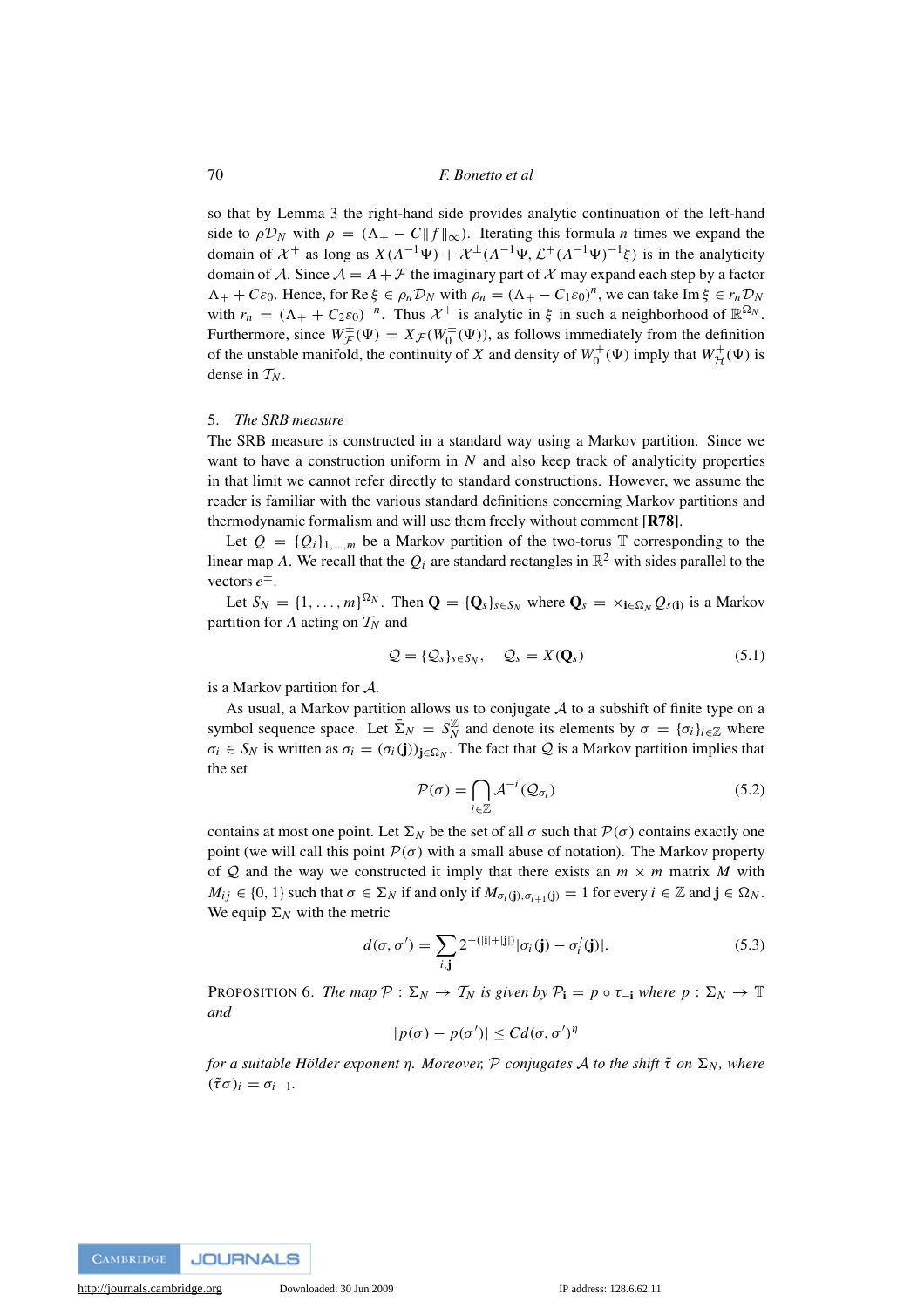so that by Lemma 3 the right-hand side provides analytic continuation of the left-hand side to $\rho\mathcal{D}_N$ with $\rho = (\Lambda_+ - C\|f\|_\infty)$. Iterating this formula $n$ times we expand the domain of $\mathcal{X}^+$ as long as $X(A^{-1}\Psi) + \mathcal{X}^\pm(A^{-1}\Psi, \mathcal{L}^+(A^{-1}\Psi)^{-1}\xi)$ is in the analyticity domain of $\mathcal{A}$. Since $\mathcal{A} = A + \mathcal{F}$ the imaginary part of $\mathcal{X}$ may expand each step by a factor $\Lambda_+ + C\varepsilon_0$. Hence, for $\operatorname{Re}\xi \in \rho_n\mathcal{D}_N$ with $\rho_n = (\Lambda_+ - C_1\varepsilon_0)^n$, we can take $\operatorname{Im}\xi \in r_n\mathcal{D}_N$ with $r_n = (\Lambda_+ + C_2\varepsilon_0)^{-n}$. Thus $\mathcal{X}^+$ is analytic in $\xi$ in such a neighborhood of $\mathbb{R}^{\Omega_N}$. Furthermore, since $W^\pm_{\mathcal{F}}(\Psi) = X_{\mathcal{F}}(W^\pm_0(\Psi))$, as follows immediately from the definition of the unstable manifold, the continuity of $X$ and density of $W^+_0(\Psi)$ imply that $W^+_{\mathcal{H}}(\Psi)$ is dense in $\mathcal{T}_N$.

## 5. *The SRB measure*

The SRB measure is constructed in a standard way using a Markov partition. Since we want to have a construction uniform in $N$ and also keep track of analyticity properties in that limit we cannot refer directly to standard constructions. However, we assume the reader is familiar with the various standard definitions concerning Markov partitions and thermodynamic formalism and will use them freely without comment [**R78**].

Let $Q = \{Q_i\}_{1,\dots,m}$ be a Markov partition of the two-torus $\mathbb{T}$ corresponding to the linear map $A$. We recall that the $Q_i$ are standard rectangles in $\mathbb{R}^2$ with sides parallel to the vectors $e^\pm$.

Let $S_N = \{1, \dots, m\}^{\Omega_N}$. Then $\mathbf{Q} = \{\mathbf{Q}_s\}_{s\in S_N}$ where $\mathbf{Q}_s = \times_{\mathbf{i}\in\Omega_N} Q_{s(\mathbf{i})}$ is a Markov partition for $A$ acting on $\mathcal{T}_N$ and

$$\mathcal{Q} = \{\mathcal{Q}_s\}_{s\in S_N}, \quad \mathcal{Q}_s = X(\mathbf{Q}_s) \tag{5.1}$$

is a Markov partition for $\mathcal{A}$.

As usual, a Markov partition allows us to conjugate $\mathcal{A}$ to a subshift of finite type on a symbol sequence space. Let $\bar{\Sigma}_N = S_N^{\mathbb{Z}}$ and denote its elements by $\sigma = \{\sigma_i\}_{i\in\mathbb{Z}}$ where $\sigma_i \in S_N$ is written as $\sigma_i = (\sigma_i(\mathbf{j}))_{\mathbf{j}\in\Omega_N}$. The fact that $\mathcal{Q}$ is a Markov partition implies that the set

$$\mathcal{P}(\sigma) = \bigcap_{i\in\mathbb{Z}} \mathcal{A}^{-i}(\mathcal{Q}_{\sigma_i}) \tag{5.2}$$

contains at most one point. Let $\Sigma_N$ be the set of all $\sigma$ such that $\mathcal{P}(\sigma)$ contains exactly one point (we will call this point $\mathcal{P}(\sigma)$ with a small abuse of notation). The Markov property of $\mathcal{Q}$ and the way we constructed it imply that there exists an $m \times m$ matrix $M$ with $M_{ij} \in \{0, 1\}$ such that $\sigma \in \Sigma_N$ if and only if $M_{\sigma_i(\mathbf{j}),\sigma_{i+1}(\mathbf{j})} = 1$ for every $i \in \mathbb{Z}$ and $\mathbf{j} \in \Omega_N$. We equip $\Sigma_N$ with the metric

$$d(\sigma, \sigma') = \sum_{i,\mathbf{j}} 2^{-(|\mathbf{i}|+|\mathbf{j}|)}|\sigma_i(\mathbf{j}) - \sigma'_i(\mathbf{j})|. \tag{5.3}$$

PROPOSITION 6. *The map $\mathcal{P} : \Sigma_N \to \mathcal{T}_N$ is given by $\mathcal{P}_{\mathbf{i}} = p \circ \tau_{-\mathbf{i}}$ where $p : \Sigma_N \to \mathbb{T}$ and*

$$|p(\sigma) - p(\sigma')| \le Cd(\sigma, \sigma')^\eta$$

*for a suitable Hölder exponent $\eta$. Moreover, $\mathcal{P}$ conjugates $\mathcal{A}$ to the shift $\tilde{\tau}$ on $\Sigma_N$, where $(\tilde{\tau}\sigma)_i = \sigma_{i-1}$.*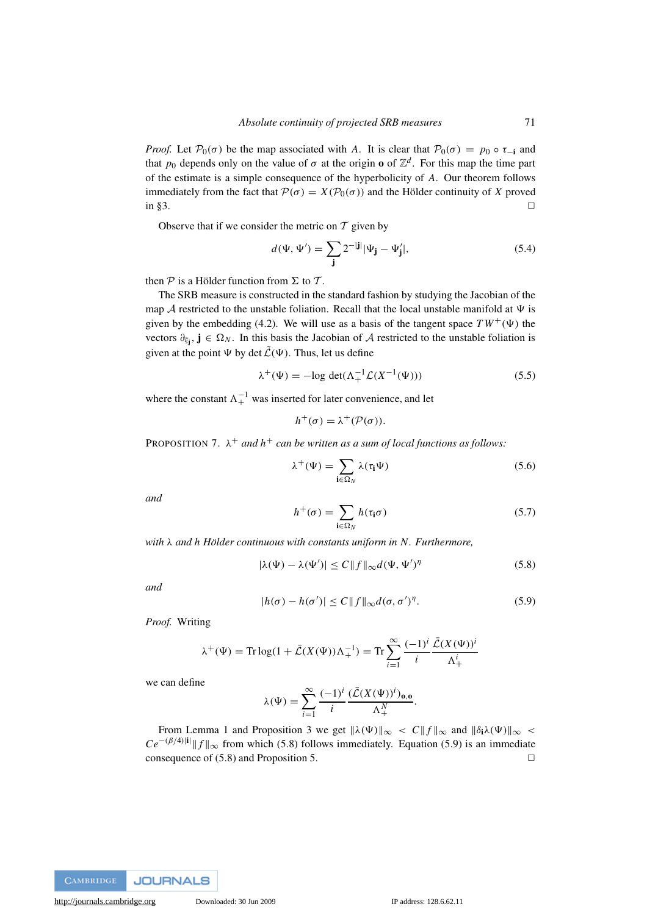*Proof.* Let $\mathcal{P}_0(\sigma)$ be the map associated with $A$. It is clear that $\mathcal{P}_0(\sigma) = p_0 \circ \tau_{-\mathbf{i}}$ and that $p_0$ depends only on the value of $\sigma$ at the origin $\mathbf{o}$ of $\mathbb{Z}^d$. For this map the time part of the estimate is a simple consequence of the hyperbolicity of $A$. Our theorem follows immediately from the fact that $\mathcal{P}(\sigma) = X(\mathcal{P}_0(\sigma))$ and the Hölder continuity of $X$ proved in §3. □

Observe that if we consider the metric on $\mathcal{T}$ given by

$$d(\Psi, \Psi') = \sum_{\mathbf{j}} 2^{-|\mathbf{j}|} |\Psi_{\mathbf{j}} - \Psi'_{\mathbf{j}}|, \tag{5.4}$$

then $\mathcal{P}$ is a Hölder function from $\Sigma$ to $\mathcal{T}$.

The SRB measure is constructed in the standard fashion by studying the Jacobian of the map $\mathcal{A}$ restricted to the unstable foliation. Recall that the local unstable manifold at $\Psi$ is given by the embedding (4.2). We will use as a basis of the tangent space $TW^+(\Psi)$ the vectors $\partial_{\xi_{\mathbf{j}}}, \mathbf{j} \in \Omega_N$. In this basis the Jacobian of $\mathcal{A}$ restricted to the unstable foliation is given at the point $\Psi$ by $\det \tilde{\mathcal{L}}(\Psi)$. Thus, let us define

$$\lambda^+(\Psi) = -\log \det(\Lambda_+^{-1} \mathcal{L}(X^{-1}(\Psi))) \tag{5.5}$$

where the constant $\Lambda_+^{-1}$ was inserted for later convenience, and let

$$h^+(\sigma) = \lambda^+(\mathcal{P}(\sigma)).$$

PROPOSITION 7. *$\lambda^+$ and $h^+$ can be written as a sum of local functions as follows:*

$$\lambda^+(\Psi) = \sum_{\mathbf{i} \in \Omega_N} \lambda(\tau_{\mathbf{i}} \Psi) \tag{5.6}$$

*and*

$$h^+(\sigma) = \sum_{\mathbf{i} \in \Omega_N} h(\tau_{\mathbf{i}} \sigma) \tag{5.7}$$

*with $\lambda$ and $h$ Hölder continuous with constants uniform in $N$. Furthermore,*

$$|\lambda(\Psi) - \lambda(\Psi')| \le C \|f\|_\infty d(\Psi, \Psi')^\eta \tag{5.8}$$

*and*

$$|h(\sigma) - h(\sigma')| \le C \|f\|_\infty d(\sigma, \sigma')^\eta. \tag{5.9}$$

*Proof.* Writing

$$\lambda^+(\Psi) = \operatorname{Tr} \log(1 + \bar{\mathcal{L}}(X(\Psi))\Lambda_+^{-1}) = \operatorname{Tr} \sum_{i=1}^{\infty} \frac{(-1)^i}{i} \frac{\bar{\mathcal{L}}(X(\Psi))^i}{\Lambda_+^i}$$

we can define

$$\lambda(\Psi) = \sum_{i=1}^{\infty} \frac{(-1)^i}{i} \frac{(\bar{\mathcal{L}}(X(\Psi))^i)_{\mathbf{o},\mathbf{o}}}{\Lambda_+^N}.$$

From Lemma 1 and Proposition 3 we get $\|\lambda(\Psi)\|_\infty < C\|f\|_\infty$ and $\|\delta_{\mathbf{i}}\lambda(\Psi)\|_\infty < Ce^{-(\beta/4)|\mathbf{i}|}\|f\|_\infty$ from which (5.8) follows immediately. Equation (5.9) is an immediate consequence of (5.8) and Proposition 5. □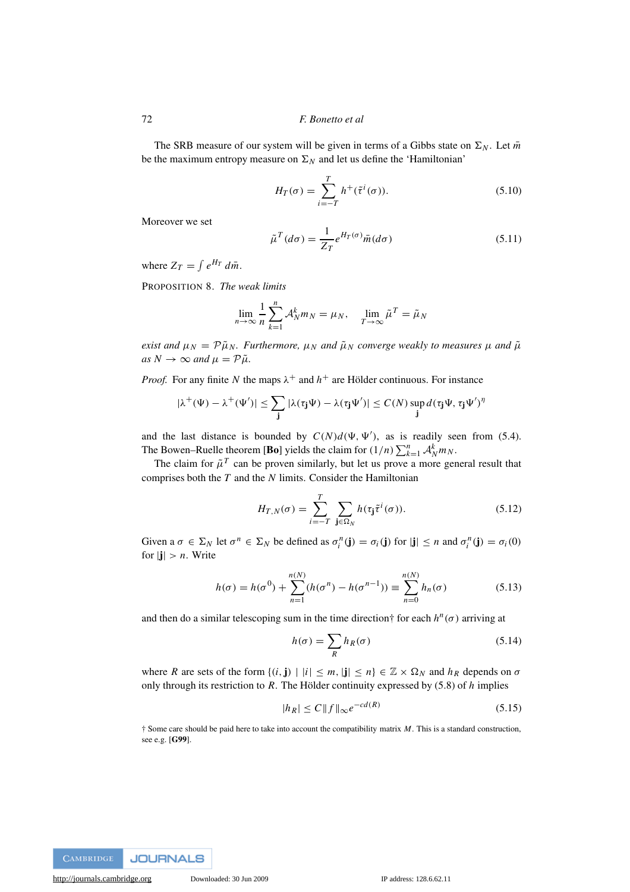The SRB measure of our system will be given in terms of a Gibbs state on $\Sigma_N$. Let $\bar{m}$ be the maximum entropy measure on $\Sigma_N$ and let us define the 'Hamiltonian'

$$H_T(\sigma) = \sum_{i=-T}^{T} h^+(\tilde{\tau}^i(\sigma)). \tag{5.10}$$

Moreover we set

$$\tilde{\mu}^T(d\sigma) = \frac{1}{Z_T} e^{H_T(\sigma)} \bar{m}(d\sigma) \tag{5.11}$$

where $Z_T = \int e^{H_T}\, d\bar{m}$.

PROPOSITION 8. *The weak limits*

$$\lim_{n\to\infty} \frac{1}{n} \sum_{k=1}^{n} \mathcal{A}_N^k m_N = \mu_N, \qquad \lim_{T\to\infty} \tilde{\mu}^T = \tilde{\mu}_N$$

*exist and $\mu_N = \mathcal{P}\tilde{\mu}_N$. Furthermore, $\mu_N$ and $\tilde{\mu}_N$ converge weakly to measures $\mu$ and $\tilde{\mu}$ as $N \to \infty$ and $\mu = \mathcal{P}\tilde{\mu}$.*

*Proof.* For any finite $N$ the maps $\lambda^+$ and $h^+$ are Hölder continuous. For instance

$$|\lambda^+(\Psi) - \lambda^+(\Psi')| \leq \sum_{\mathbf{j}} |\lambda(\tau_{\mathbf{j}}\Psi) - \lambda(\tau_{\mathbf{j}}\Psi')| \leq C(N) \sup_{\mathbf{j}} d(\tau_{\mathbf{j}}\Psi, \tau_{\mathbf{j}}\Psi')^\eta$$

and the last distance is bounded by $C(N)d(\Psi, \Psi')$, as is readily seen from (5.4). The Bowen–Ruelle theorem [**Bo**] yields the claim for $(1/n)\sum_{k=1}^{n} \mathcal{A}_N^k m_N$.

The claim for $\tilde{\mu}^T$ can be proven similarly, but let us prove a more general result that comprises both the $T$ and the $N$ limits. Consider the Hamiltonian

$$H_{T,N}(\sigma) = \sum_{i=-T}^{T} \sum_{\mathbf{j}\in\Omega_N} h(\tau_{\mathbf{j}}\tilde{\tau}^i(\sigma)). \tag{5.12}$$

Given a $\sigma \in \Sigma_N$ let $\sigma^n \in \Sigma_N$ be defined as $\sigma_i^n(\mathbf{j}) = \sigma_i(\mathbf{j})$ for $|\mathbf{j}| \leq n$ and $\sigma_i^n(\mathbf{j}) = \sigma_i(0)$ for $|\mathbf{j}| > n$. Write

$$h(\sigma) = h(\sigma^0) + \sum_{n=1}^{n(N)} (h(\sigma^n) - h(\sigma^{n-1})) \equiv \sum_{n=0}^{n(N)} h_n(\sigma) \tag{5.13}$$

and then do a similar telescoping sum in the time direction† for each $h^n(\sigma)$ arriving at

$$h(\sigma) = \sum_R h_R(\sigma) \tag{5.14}$$

where $R$ are sets of the form $\{(i, \mathbf{j}) \mid |i| \leq m, |\mathbf{j}| \leq n\} \in \mathbb{Z} \times \Omega_N$ and $h_R$ depends on $\sigma$ only through its restriction to $R$. The Hölder continuity expressed by (5.8) of $h$ implies

$$|h_R| \leq C\|f\|_\infty e^{-cd(R)} \tag{5.15}$$

† Some care should be paid here to take into account the compatibility matrix $M$. This is a standard construction, see e.g. [**G99**].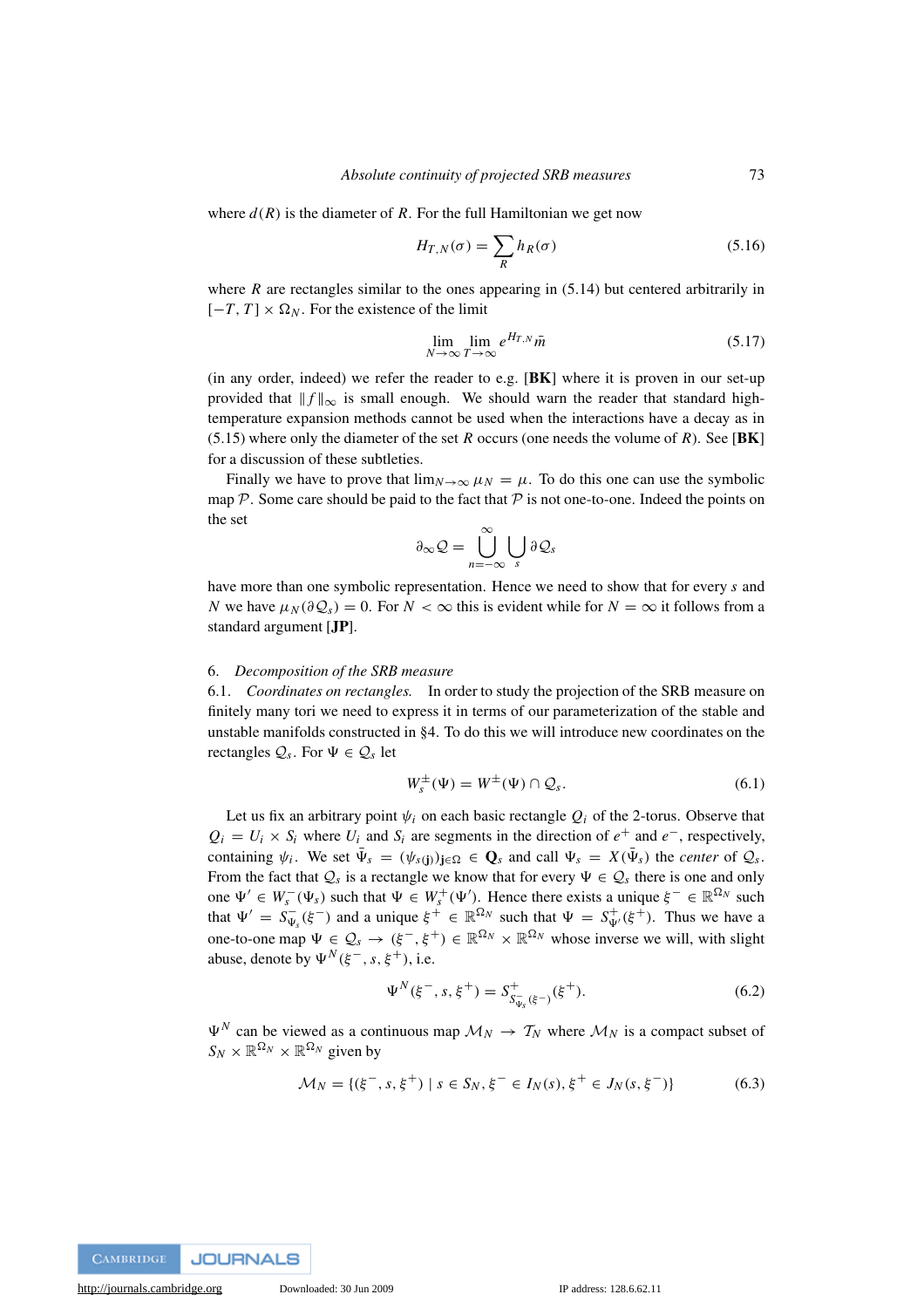where $d(R)$ is the diameter of $R$. For the full Hamiltonian we get now

$$H_{T,N}(\sigma) = \sum_R h_R(\sigma) \tag{5.16}$$

where $R$ are rectangles similar to the ones appearing in (5.14) but centered arbitrarily in $[-T, T] \times \Omega_N$. For the existence of the limit

$$\lim_{N\to\infty} \lim_{T\to\infty} e^{H_{T,N}} \tilde{m} \tag{5.17}$$

(in any order, indeed) we refer the reader to e.g. [**BK**] where it is proven in our set-up provided that $\|f\|_\infty$ is small enough. We should warn the reader that standard high-temperature expansion methods cannot be used when the interactions have a decay as in (5.15) where only the diameter of the set $R$ occurs (one needs the volume of $R$). See [**BK**] for a discussion of these subtleties.

Finally we have to prove that $\lim_{N\to\infty} \mu_N = \mu$. To do this one can use the symbolic map $\mathcal{P}$. Some care should be paid to the fact that $\mathcal{P}$ is not one-to-one. Indeed the points on the set

$$\partial_\infty \mathcal{Q} = \bigcup_{n=-\infty}^{\infty} \bigcup_s \partial \mathcal{Q}_s$$

have more than one symbolic representation. Hence we need to show that for every $s$ and $N$ we have $\mu_N(\partial \mathcal{Q}_s) = 0$. For $N < \infty$ this is evident while for $N = \infty$ it follows from a standard argument [**JP**].

## 6. *Decomposition of the SRB measure*

### 6.1. *Coordinates on rectangles.*

In order to study the projection of the SRB measure on finitely many tori we need to express it in terms of our parameterization of the stable and unstable manifolds constructed in §4. To do this we will introduce new coordinates on the rectangles $\mathcal{Q}_s$. For $\Psi \in \mathcal{Q}_s$ let

$$W_s^{\pm}(\Psi) = W^{\pm}(\Psi) \cap \mathcal{Q}_s. \tag{6.1}$$

Let us fix an arbitrary point $\psi_i$ on each basic rectangle $Q_i$ of the 2-torus. Observe that $Q_i = U_i \times S_i$ where $U_i$ and $S_i$ are segments in the direction of $e^+$ and $e^-$, respectively, containing $\psi_i$. We set $\bar{\Psi}_s = (\psi_{s(\mathbf{j})})_{\mathbf{j}\in\Omega} \in \mathbf{Q}_s$ and call $\Psi_s = X(\bar{\Psi}_s)$ the *center* of $\mathcal{Q}_s$. From the fact that $\mathcal{Q}_s$ is a rectangle we know that for every $\Psi \in \mathcal{Q}_s$ there is one and only one $\Psi' \in W_s^-(\Psi_s)$ such that $\Psi \in W_s^+(\Psi')$. Hence there exists a unique $\xi^- \in \mathbb{R}^{\Omega_N}$ such that $\Psi' = S^-_{\Psi_s}(\xi^-)$ and a unique $\xi^+ \in \mathbb{R}^{\Omega_N}$ such that $\Psi = S^+_{\Psi'}(\xi^+)$. Thus we have a one-to-one map $\Psi \in \mathcal{Q}_s \to (\xi^-, \xi^+) \in \mathbb{R}^{\Omega_N} \times \mathbb{R}^{\Omega_N}$ whose inverse we will, with slight abuse, denote by $\Psi^N(\xi^-, s, \xi^+)$, i.e.

$$\Psi^N(\xi^-, s, \xi^+) = S^+_{S^-_{\Psi_s}(\xi^-)}(\xi^+). \tag{6.2}$$

$\Psi^N$ can be viewed as a continuous map $\mathcal{M}_N \to \mathcal{T}_N$ where $\mathcal{M}_N$ is a compact subset of $S_N \times \mathbb{R}^{\Omega_N} \times \mathbb{R}^{\Omega_N}$ given by

$$\mathcal{M}_N = \{(\xi^-, s, \xi^+) \mid s \in S_N, \xi^- \in I_N(s), \xi^+ \in J_N(s, \xi^-)\} \tag{6.3}$$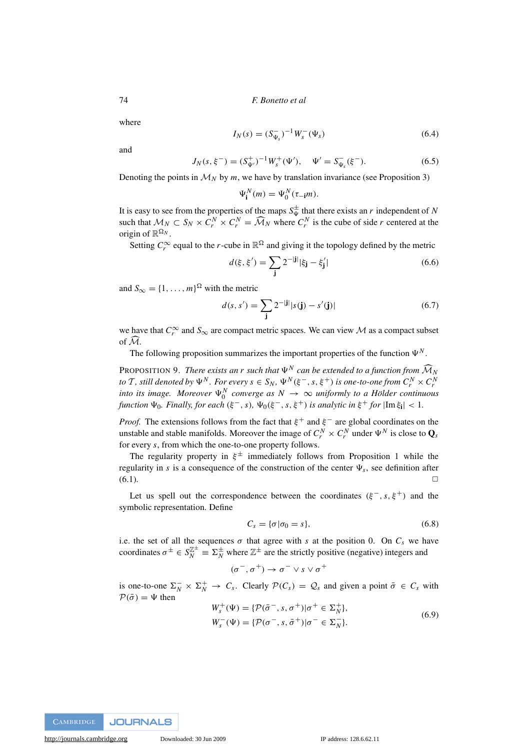where

$$I_N(s) = (S^{-}_{\Psi_s})^{-1} W^{-}_s(\Psi_s) \tag{6.4}$$

and

$$J_N(s, \xi^-) = (S^{+}_{\Psi'})^{-1} W^{+}_s(\Psi'), \quad \Psi' = S^{-}_{\Psi_s}(\xi^-). \tag{6.5}$$

Denoting the points in $\mathcal{M}_N$ by $m$, we have by translation invariance (see Proposition 3)

$$\Psi^N_{\mathbf{i}}(m) = \Psi^N_0(\tau_{-\mathbf{i}} m).$$

It is easy to see from the properties of the maps $S^{\pm}_{\Psi}$ that there exists an $r$ independent of $N$ such that $\mathcal{M}_N \subset S_N \times C^N_r \times C^N_r = \widehat{\mathcal{M}}_N$ where $C^N_r$ is the cube of side $r$ centered at the origin of $\mathbb{R}^{\Omega_N}$.

Setting $C^\infty_r$ equal to the $r$-cube in $\mathbb{R}^\Omega$ and giving it the topology defined by the metric

$$d(\xi, \xi') = \sum_{\mathbf{j}} 2^{-|\mathbf{j}|} |\xi_{\mathbf{j}} - \xi'_{\mathbf{j}}| \tag{6.6}$$

and $S_\infty = \{1, \ldots, m\}^\Omega$ with the metric

$$d(s, s') = \sum_{\mathbf{j}} 2^{-|\mathbf{j}|} |s(\mathbf{j}) - s'(\mathbf{j})| \tag{6.7}$$

we have that $C^\infty_r$ and $S_\infty$ are compact metric spaces. We can view $\mathcal{M}$ as a compact subset of $\widehat{\mathcal{M}}$.

The following proposition summarizes the important properties of the function $\Psi^N$.

Proposition 9. *There exists an $r$ such that $\Psi^N$ can be extended to a function from $\widehat{\mathcal{M}}_N$ to $\mathcal{T}$, still denoted by $\Psi^N$. For every $s \in S_N$, $\Psi^N(\xi^-, s, \xi^+)$ is one-to-one from $C^N_r \times C^N_r$ into its image. Moreover $\Psi^N_0$ converge as $N \to \infty$ uniformly to a Hölder continuous function $\Psi_0$. Finally, for each $(\xi^-, s)$, $\Psi_0(\xi^-, s, \xi^+)$ is analytic in $\xi^+$ for $|\mathrm{Im}\, \xi_{\mathbf{i}}| < 1$.*

*Proof.* The extensions follows from the fact that $\xi^+$ and $\xi^-$ are global coordinates on the unstable and stable manifolds. Moreover the image of $C^N_r \times C^N_r$ under $\Psi^N$ is close to $\mathbf{Q}_s$ for every $s$, from which the one-to-one property follows.

The regularity property in $\xi^\pm$ immediately follows from Proposition 1 while the regularity in $s$ is a consequence of the construction of the center $\Psi_s$, see definition after (6.1). □

Let us spell out the correspondence between the coordinates $(\xi^-, s, \xi^+)$ and the symbolic representation. Define

$$C_s = \{\sigma | \sigma_0 = s\}, \tag{6.8}$$

i.e. the set of all the sequences $\sigma$ that agree with $s$ at the position 0. On $C_s$ we have coordinates $\sigma^\pm \in S_N^{\mathbb{Z}^\pm} \equiv \Sigma^\pm_N$ where $\mathbb{Z}^\pm$ are the strictly positive (negative) integers and

$$(\sigma^-, \sigma^+) \to \sigma^- \vee s \vee \sigma^+$$

is one-to-one $\Sigma^-_N \times \Sigma^+_N \to C_s$. Clearly $\mathcal{P}(C_s) = \mathcal{Q}_s$ and given a point $\bar{\sigma} \in C_s$ with $\mathcal{P}(\bar{\sigma}) = \Psi$ then

$$\begin{aligned} W^+_s(\Psi) &= \{\mathcal{P}(\bar{\sigma}^-, s, \sigma^+) | \sigma^+ \in \Sigma^+_N\}, \\ W^-_s(\Psi) &= \{\mathcal{P}(\sigma^-, s, \bar{\sigma}^+) | \sigma^- \in \Sigma^-_N\}. \end{aligned} \tag{6.9}$$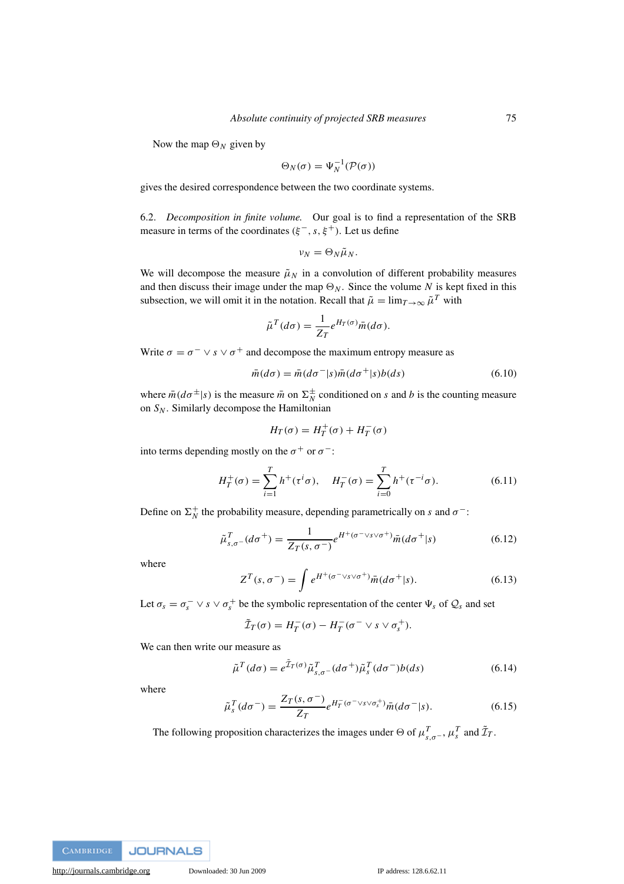Now the map $\Theta_N$ given by

$$\Theta_N(\sigma) = \Psi_N^{-1}(\mathcal{P}(\sigma))$$

gives the desired correspondence between the two coordinate systems.

6.2. *Decomposition in finite volume.* Our goal is to find a representation of the SRB measure in terms of the coordinates $(\xi^-, s, \xi^+)$. Let us define

$$\nu_N = \Theta_N \tilde{\mu}_N.$$

We will decompose the measure $\tilde{\mu}_N$ in a convolution of different probability measures and then discuss their image under the map $\Theta_N$. Since the volume $N$ is kept fixed in this subsection, we will omit it in the notation. Recall that $\tilde{\mu} = \lim_{T\to\infty} \tilde{\mu}^T$ with

$$\tilde{\mu}^T(d\sigma) = \frac{1}{Z_T} e^{H_T(\sigma)} \bar{m}(d\sigma).$$

Write $\sigma = \sigma^- \vee s \vee \sigma^+$ and decompose the maximum entropy measure as

$$\bar{m}(d\sigma) = \bar{m}(d\sigma^-|s)\bar{m}(d\sigma^+|s)b(ds) \tag{6.10}$$

where $\bar{m}(d\sigma^{\pm}|s)$ is the measure $\bar{m}$ on $\Sigma_N^{\pm}$ conditioned on $s$ and $b$ is the counting measure on $S_N$. Similarly decompose the Hamiltonian

$$H_T(\sigma) = H_T^+(\sigma) + H_T^-(\sigma)$$

into terms depending mostly on the $\sigma^+$ or $\sigma^-$:

$$H_T^+(\sigma) = \sum_{i=1}^{T} h^+(\tau^i\sigma), \quad H_T^-(\sigma) = \sum_{i=0}^{T} h^+(\tau^{-i}\sigma). \tag{6.11}$$

Define on $\Sigma_N^+$ the probability measure, depending parametrically on $s$ and $\sigma^-$:

$$\tilde{\mu}_{s,\sigma^-}^T(d\sigma^+) = \frac{1}{Z_T(s,\sigma^-)} e^{H^+(\sigma^-\vee s\vee\sigma^+)} \bar{m}(d\sigma^+|s) \tag{6.12}$$

where

$$Z^T(s,\sigma^-) = \int e^{H^+(\sigma^-\vee s\vee\sigma^+)} \bar{m}(d\sigma^+|s). \tag{6.13}$$

Let $\sigma_s = \sigma_s^- \vee s \vee \sigma_s^+$ be the symbolic representation of the center $\Psi_s$ of $\mathcal{Q}_s$ and set

$$\tilde{\mathcal{I}}_T(\sigma) = H_T^-(\sigma) - H_T^-(\sigma^- \vee s \vee \sigma_s^+).$$

We can then write our measure as

$$\tilde{\mu}^T(d\sigma) = e^{\tilde{\mathcal{I}}_T(\sigma)} \tilde{\mu}_{s,\sigma^-}^T(d\sigma^+)\tilde{\mu}_s^T(d\sigma^-)b(ds) \tag{6.14}$$

where

$$\tilde{\mu}_s^T(d\sigma^-) = \frac{Z_T(s,\sigma^-)}{Z_T} e^{H_T^-(\sigma^-\vee s\vee\sigma_s^+)} \bar{m}(d\sigma^-|s). \tag{6.15}$$

The following proposition characterizes the images under $\Theta$ of $\mu_{s,\sigma^-}^T$, $\mu_s^T$ and $\tilde{\mathcal{I}}_T$.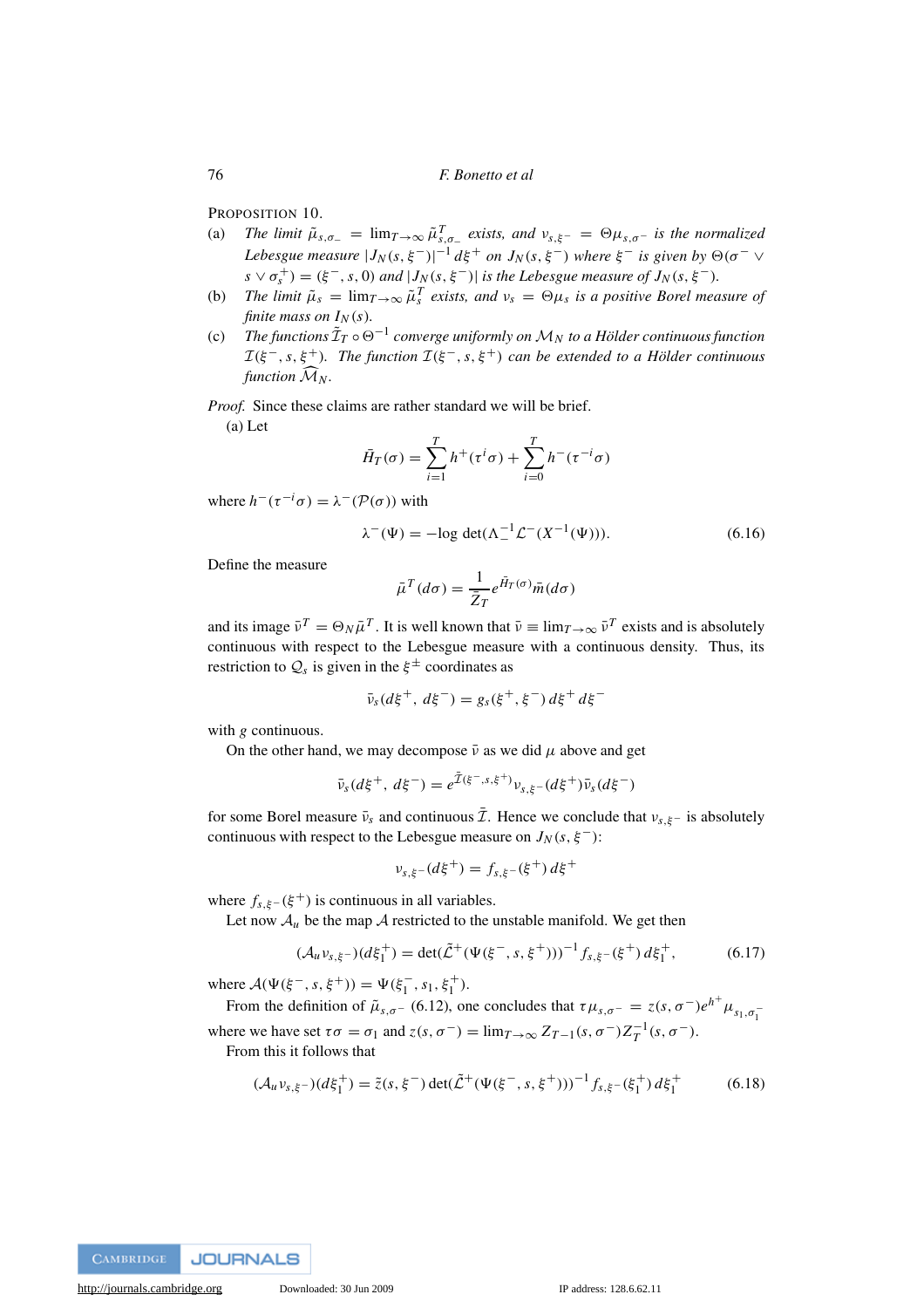Proposition 10.

(a) *The limit* $\tilde{\mu}_{s,\sigma_-} = \lim_{T\to\infty} \tilde{\mu}^T_{s,\sigma_-}$ *exists, and* $\nu_{s,\xi^-} = \Theta\mu_{s,\sigma^-}$ *is the normalized Lebesgue measure* $|J_N(s,\xi^-)|^{-1}\,d\xi^+$ *on* $J_N(s,\xi^-)$ *where* $\xi^-$ *is given by* $\Theta(\sigma^- \vee s \vee \sigma^+_s) = (\xi^-, s, 0)$ *and* $|J_N(s,\xi^-)|$ *is the Lebesgue measure of* $J_N(s,\xi^-)$.

(b) *The limit* $\tilde{\mu}_s = \lim_{T\to\infty} \tilde{\mu}^T_s$ *exists, and* $\nu_s = \Theta\mu_s$ *is a positive Borel measure of finite mass on* $I_N(s)$.

(c) *The functions* $\tilde{\mathcal{I}}_T \circ \Theta^{-1}$ *converge uniformly on* $\mathcal{M}_N$ *to a Hölder continuous function* $\mathcal{I}(\xi^-, s, \xi^+)$. *The function* $\mathcal{I}(\xi^-, s, \xi^+)$ *can be extended to a Hölder continuous function* $\widehat{\mathcal{M}}_N$.

*Proof.* Since these claims are rather standard we will be brief.

(a) Let

$$\bar{H}_T(\sigma) = \sum_{i=1}^{T} h^+(\tau^i\sigma) + \sum_{i=0}^{T} h^-(\tau^{-i}\sigma)$$

where $h^-(\tau^{-i}\sigma) = \lambda^-(\mathcal{P}(\sigma))$ with

$$\lambda^-(\Psi) = -\log\,\det(\Lambda_-^{-1}\mathcal{L}^-(X^{-1}(\Psi))). \tag{6.16}$$

Define the measure

$$\bar{\mu}^T(d\sigma) = \frac{1}{\bar{Z}_T} e^{\bar{H}_T(\sigma)}\bar{m}(d\sigma)$$

and its image $\bar{\nu}^T = \Theta_N \bar{\mu}^T$. It is well known that $\bar{\nu} \equiv \lim_{T\to\infty} \bar{\nu}^T$ exists and is absolutely continuous with respect to the Lebesgue measure with a continuous density. Thus, its restriction to $\mathcal{Q}_s$ is given in the $\xi^\pm$ coordinates as

$$\bar{\nu}_s(d\xi^+,\, d\xi^-) = g_s(\xi^+, \xi^-)\,d\xi^+\,d\xi^-$$

with $g$ continuous.

On the other hand, we may decompose $\bar{\nu}$ as we did $\mu$ above and get

$$\bar{\nu}_s(d\xi^+,\, d\xi^-) = e^{\bar{\mathcal{I}}(\xi^-,s,\xi^+)}\nu_{s,\xi^-}(d\xi^+)\bar{\nu}_s(d\xi^-)$$

for some Borel measure $\bar{\nu}_s$ and continuous $\bar{\mathcal{I}}$. Hence we conclude that $\nu_{s,\xi^-}$ is absolutely continuous with respect to the Lebesgue measure on $J_N(s,\xi^-)$:

$$\nu_{s,\xi^-}(d\xi^+) = f_{s,\xi^-}(\xi^+)\,d\xi^+$$

where $f_{s,\xi^-}(\xi^+)$ is continuous in all variables.

Let now $\mathcal{A}_u$ be the map $\mathcal{A}$ restricted to the unstable manifold. We get then

$$(\mathcal{A}_u\nu_{s,\xi^-})(d\xi_1^+) = \det(\tilde{\mathcal{L}}^+(\Psi(\xi^-, s, \xi^+)))^{-1} f_{s,\xi^-}(\xi^+)\,d\xi_1^+, \tag{6.17}$$

where $\mathcal{A}(\Psi(\xi^-, s, \xi^+)) = \Psi(\xi_1^-, s_1, \xi_1^+)$.

From the definition of $\tilde{\mu}_{s,\sigma^-}$ (6.12), one concludes that $\tau\mu_{s,\sigma^-} = z(s,\sigma^-)e^{h^+}\mu_{s_1,\sigma_1^-}$ where we have set $\tau\sigma = \sigma_1$ and $z(s,\sigma^-) = \lim_{T\to\infty} Z_{T-1}(s,\sigma^-)Z_T^{-1}(s,\sigma^-)$.

From this it follows that

$$(\mathcal{A}_u\nu_{s,\xi^-})(d\xi_1^+) = \tilde{z}(s,\xi^-)\det(\tilde{\mathcal{L}}^+(\Psi(\xi^-, s, \xi^+)))^{-1} f_{s,\xi^-}(\xi_1^+)\,d\xi_1^+ \tag{6.18}$$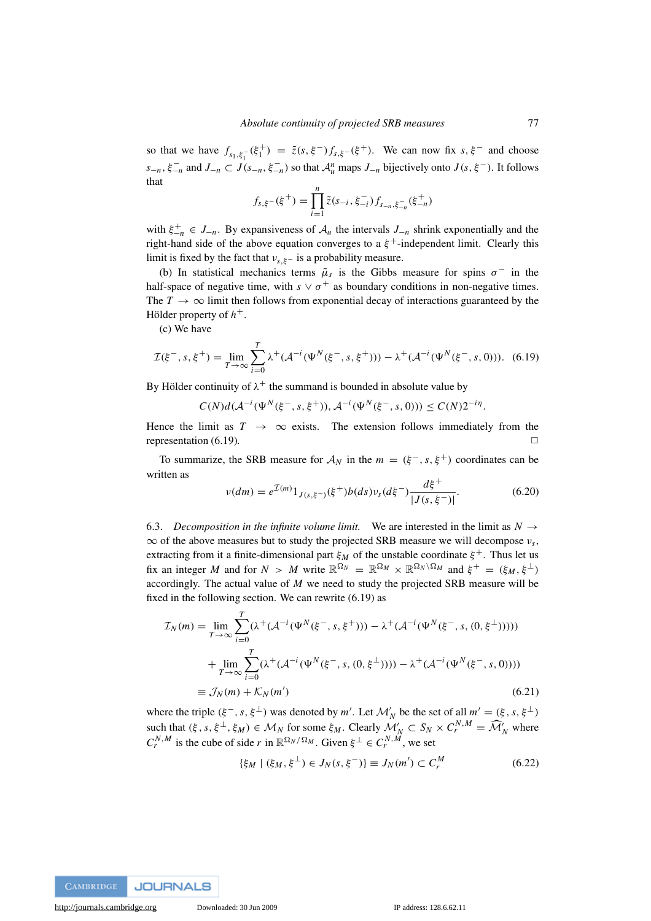so that we have $f_{s_1,\xi_1^-}(\xi_1^+) = \tilde{z}(s,\xi^-) f_{s,\xi^-}(\xi^+)$. We can now fix $s, \xi^-$ and choose $s_{-n}, \xi_{-n}^-$ and $J_{-n} \subset J(s_{-n}, \xi_{-n}^-)$ so that $\mathcal{A}_u^n$ maps $J_{-n}$ bijectively onto $J(s,\xi^-)$. It follows that

$$f_{s,\xi^-}(\xi^+) = \prod_{i=1}^{n} \tilde{z}(s_{-i}, \xi_{-i}^-) f_{s_{-n},\xi_{-n}^-}(\xi_{-n}^+)$$

with $\xi_{-n}^+ \in J_{-n}$. By expansiveness of $\mathcal{A}_u$ the intervals $J_{-n}$ shrink exponentially and the right-hand side of the above equation converges to a $\xi^+$-independent limit. Clearly this limit is fixed by the fact that $\nu_{s,\xi^-}$ is a probability measure.

(b) In statistical mechanics terms $\tilde{\mu}_s$ is the Gibbs measure for spins $\sigma^-$ in the half-space of negative time, with $s \vee \sigma^+$ as boundary conditions in non-negative times. The $T \to \infty$ limit then follows from exponential decay of interactions guaranteed by the Hölder property of $h^+$.

(c) We have

$$\mathcal{I}(\xi^-, s, \xi^+) = \lim_{T\to\infty} \sum_{i=0}^{T} \lambda^+(\mathcal{A}^{-i}(\Psi^N(\xi^-, s, \xi^+))) - \lambda^+(\mathcal{A}^{-i}(\Psi^N(\xi^-, s, 0))). \quad (6.19)$$

By Hölder continuity of $\lambda^+$ the summand is bounded in absolute value by

$$C(N) d(\mathcal{A}^{-i}(\Psi^N(\xi^-, s, \xi^+)), \mathcal{A}^{-i}(\Psi^N(\xi^-, s, 0))) \le C(N) 2^{-i\eta}.$$

Hence the limit as $T \to \infty$ exists. The extension follows immediately from the representation (6.19). □

To summarize, the SRB measure for $\mathcal{A}_N$ in the $m = (\xi^-, s, \xi^+)$ coordinates can be written as

$$\nu(dm) = e^{\mathcal{I}(m)} 1_{J(s,\xi^-)}(\xi^+) b(ds) \nu_s(d\xi^-) \frac{d\xi^+}{|J(s,\xi^-)|}. \quad (6.20)$$

6.3. *Decomposition in the infinite volume limit.* We are interested in the limit as $N \to \infty$ of the above measures but to study the projected SRB measure we will decompose $\nu_s$, extracting from it a finite-dimensional part $\xi_M$ of the unstable coordinate $\xi^+$. Thus let us fix an integer $M$ and for $N > M$ write $\mathbb{R}^{\Omega_N} = \mathbb{R}^{\Omega_M} \times \mathbb{R}^{\Omega_N \setminus \Omega_M}$ and $\xi^+ = (\xi_M, \xi^\perp)$ accordingly. The actual value of $M$ we need to study the projected SRB measure will be fixed in the following section. We can rewrite (6.19) as

$$\begin{aligned}
\mathcal{I}_N(m) = &\lim_{T\to\infty} \sum_{i=0}^{T} (\lambda^+(\mathcal{A}^{-i}(\Psi^N(\xi^-, s, \xi^+))) - \lambda^+(\mathcal{A}^{-i}(\Psi^N(\xi^-, s, (0, \xi^\perp)))))\\
&+ \lim_{T\to\infty} \sum_{i=0}^{T} (\lambda^+(\mathcal{A}^{-i}(\Psi^N(\xi^-, s, (0, \xi^\perp)))) - \lambda^+(\mathcal{A}^{-i}(\Psi^N(\xi^-, s, 0))))\\
\equiv &\ \mathcal{J}_N(m) + \mathcal{K}_N(m')
\end{aligned} \quad (6.21)$$

where the triple $(\xi^-, s, \xi^\perp)$ was denoted by $m'$. Let $\mathcal{M}_N'$ be the set of all $m' = (\xi, s, \xi^\perp)$ such that $(\xi, s, \xi^\perp, \xi_M) \in \mathcal{M}_N$ for some $\xi_M$. Clearly $\mathcal{M}_N' \subset S_N \times C_r^{N,M} = \widehat{\mathcal{M}}_N'$ where $C_r^{N,M}$ is the cube of side $r$ in $\mathbb{R}^{\Omega_N/\Omega_M}$. Given $\xi^\perp \in C_r^{N,M}$, we set

$$\{\xi_M \mid (\xi_M, \xi^\perp) \in J_N(s, \xi^-)\} \equiv J_N(m') \subset C_r^M \quad (6.22)$$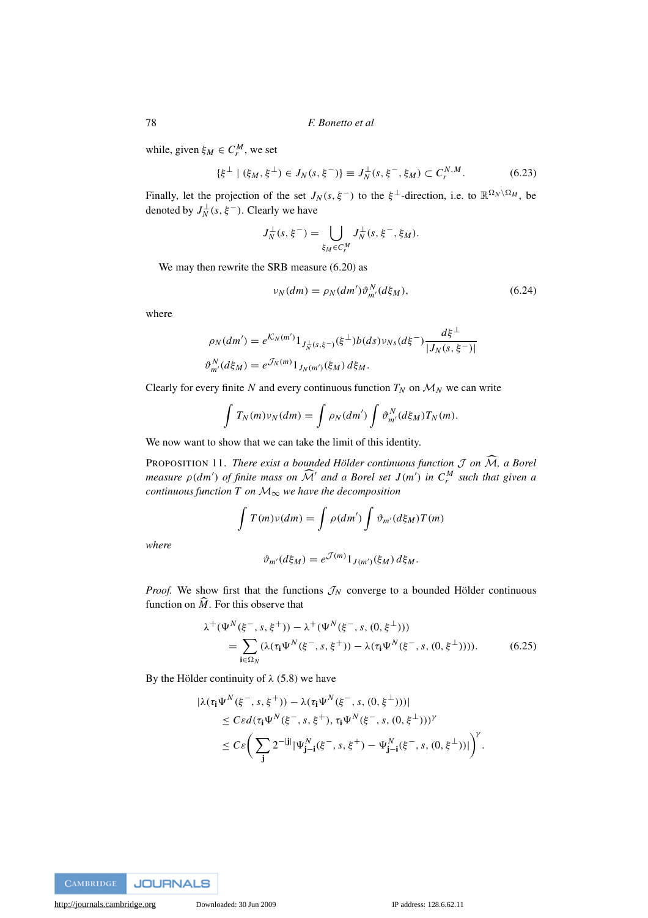while, given $\xi_M \in C_r^M$, we set

$$\{\xi^\perp \mid (\xi_M, \xi^\perp) \in J_N(s, \xi^-)\} \equiv J_N^\perp(s, \xi^-, \xi_M) \subset C_r^{N,M}. \tag{6.23}$$

Finally, let the projection of the set $J_N(s, \xi^-)$ to the $\xi^\perp$-direction, i.e. to $\mathbb{R}^{\Omega_N \setminus \Omega_M}$, be denoted by $J_N^\perp(s, \xi^-)$. Clearly we have

$$J_N^\perp(s, \xi^-) = \bigcup_{\xi_M \in C_r^M} J_N^\perp(s, \xi^-, \xi_M).$$

We may then rewrite the SRB measure (6.20) as

$$\nu_N(dm) = \rho_N(dm')\vartheta_{m'}^N(d\xi_M), \tag{6.24}$$

where

$$\rho_N(dm') = e^{\mathcal{K}_N(m')} 1_{J_N^\perp(s,\xi^-)}(\xi^\perp) b(ds) \nu_{Ns}(d\xi^-) \frac{d\xi^\perp}{|J_N(s, \xi^-)|}$$

$$\vartheta_{m'}^N(d\xi_M) = e^{\mathcal{J}_N(m)} 1_{J_N(m')}(\xi_M)\, d\xi_M.$$

Clearly for every finite $N$ and every continuous function $T_N$ on $\mathcal{M}_N$ we can write

$$\int T_N(m)\nu_N(dm) = \int \rho_N(dm') \int \vartheta_{m'}^N(d\xi_M) T_N(m).$$

We now want to show that we can take the limit of this identity.

PROPOSITION 11. *There exist a bounded Hölder continuous function $\mathcal{J}$ on $\widehat{\mathcal{M}}$, a Borel measure $\rho(dm')$ of finite mass on $\widehat{\mathcal{M}}'$ and a Borel set $J(m')$ in $C_r^M$ such that given a continuous function $T$ on $\mathcal{M}_\infty$ we have the decomposition*

$$\int T(m)\nu(dm) = \int \rho(dm') \int \vartheta_{m'}(d\xi_M) T(m)$$

*where*

$$\vartheta_{m'}(d\xi_M) = e^{\mathcal{J}(m)} 1_{J(m')}(\xi_M)\, d\xi_M.$$

*Proof.* We show first that the functions $\mathcal{J}_N$ converge to a bounded Hölder continuous function on $\widehat{M}$. For this observe that

$$\begin{aligned}
&\lambda^+(\Psi^N(\xi^-, s, \xi^+)) - \lambda^+(\Psi^N(\xi^-, s, (0, \xi^\perp))) \\
&\quad = \sum_{\mathbf{i} \in \Omega_N} (\lambda(\tau_{\mathbf{i}} \Psi^N(\xi^-, s, \xi^+)) - \lambda(\tau_{\mathbf{i}} \Psi^N(\xi^-, s, (0, \xi^\perp)))).
\end{aligned} \tag{6.25}$$

By the Hölder continuity of $\lambda$ (5.8) we have

$$\begin{aligned}
&|\lambda(\tau_{\mathbf{i}} \Psi^N(\xi^-, s, \xi^+)) - \lambda(\tau_{\mathbf{i}} \Psi^N(\xi^-, s, (0, \xi^\perp)))| \\
&\quad \le C\varepsilon d(\tau_{\mathbf{i}} \Psi^N(\xi^-, s, \xi^+), \tau_{\mathbf{i}} \Psi^N(\xi^-, s, (0, \xi^\perp)))^\gamma \\
&\quad \le C\varepsilon \left( \sum_{\mathbf{j}} 2^{-|\mathbf{j}|} |\Psi_{\mathbf{j}-\mathbf{i}}^N(\xi^-, s, \xi^+) - \Psi_{\mathbf{j}-\mathbf{i}}^N(\xi^-, s, (0, \xi^\perp))| \right)^\gamma.
\end{aligned}$$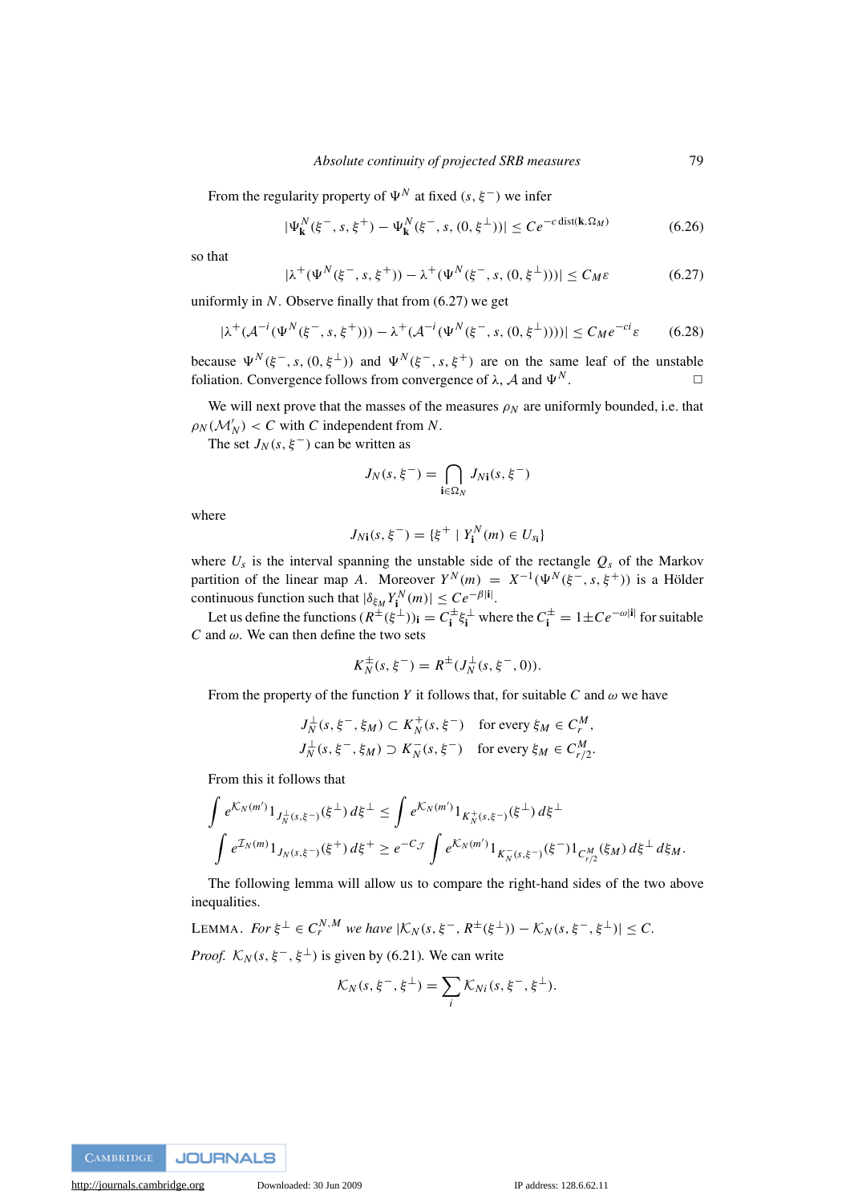From the regularity property of $\Psi^N$ at fixed $(s, \xi^-)$ we infer

$$|\Psi^N_{\mathbf{k}}(\xi^-, s, \xi^+) - \Psi^N_{\mathbf{k}}(\xi^-, s, (0, \xi^\perp))| \le C e^{-c\, \mathrm{dist}(\mathbf{k}, \Omega_M)} \tag{6.26}$$

so that

$$|\lambda^+(\Psi^N(\xi^-, s, \xi^+)) - \lambda^+(\Psi^N(\xi^-, s, (0, \xi^\perp)))| \le C_M \varepsilon \tag{6.27}$$

uniformly in $N$. Observe finally that from (6.27) we get

$$|\lambda^+(\mathcal{A}^{-i}(\Psi^N(\xi^-, s, \xi^+))) - \lambda^+(\mathcal{A}^{-i}(\Psi^N(\xi^-, s, (0, \xi^\perp))))| \le C_M e^{-ci} \varepsilon \tag{6.28}$$

because $\Psi^N(\xi^-, s, (0, \xi^\perp))$ and $\Psi^N(\xi^-, s, \xi^+)$ are on the same leaf of the unstable foliation. Convergence follows from convergence of $\lambda$, $\mathcal{A}$ and $\Psi^N$. □

We will next prove that the masses of the measures $\rho_N$ are uniformly bounded, i.e. that $\rho_N(\mathcal{M}'_N) < C$ with $C$ independent from $N$.

The set $J_N(s, \xi^-)$ can be written as

$$J_N(s, \xi^-) = \bigcap_{\mathbf{i} \in \Omega_N} J_{N\mathbf{i}}(s, \xi^-)$$

where

$$J_{N\mathbf{i}}(s, \xi^-) = \{\xi^+ \mid Y^N_{\mathbf{i}}(m) \in U_{s_\mathbf{i}}\}$$

where $U_s$ is the interval spanning the unstable side of the rectangle $Q_s$ of the Markov partition of the linear map $A$. Moreover $Y^N(m) = X^{-1}(\Psi^N(\xi^-, s, \xi^+))$ is a Hölder continuous function such that $|\delta_{\xi_M} Y^N_{\mathbf{i}}(m)| \le C e^{-\beta|\mathbf{i}|}$.

Let us define the functions $(R^\pm(\xi^\perp))_\mathbf{i} = C^\pm_\mathbf{i} \xi^\perp_\mathbf{i}$ where the $C^\pm_\mathbf{i} = 1 \pm C e^{-\omega|\mathbf{i}|}$ for suitable $C$ and $\omega$. We can then define the two sets

$$K^\pm_N(s, \xi^-) = R^\pm(J^\perp_N(s, \xi^-, 0)).$$

From the property of the function $Y$ it follows that, for suitable $C$ and $\omega$ we have

$$J^\perp_N(s, \xi^-, \xi_M) \subset K^+_N(s, \xi^-) \quad \text{for every } \xi_M \in C^M_r,$$
$$J^\perp_N(s, \xi^-, \xi_M) \supset K^-_N(s, \xi^-) \quad \text{for every } \xi_M \in C^M_{r/2}.$$

From this it follows that

$$\int e^{\mathcal{K}_N(m')} 1_{J^\perp_N(s,\xi^-)}(\xi^\perp)\, d\xi^\perp \le \int e^{\mathcal{K}_N(m')} 1_{K^+_N(s,\xi^-)}(\xi^\perp)\, d\xi^\perp$$
$$\int e^{\mathcal{I}_N(m)} 1_{J_N(s,\xi^-)}(\xi^+)\, d\xi^+ \ge e^{-C_\mathcal{J}} \int e^{\mathcal{K}_N(m')} 1_{K^-_N(s,\xi^-)}(\xi^-) 1_{C^M_{r/2}}(\xi_M)\, d\xi^\perp\, d\xi_M.$$

The following lemma will allow us to compare the right-hand sides of the two above inequalities.

LEMMA. *For $\xi^\perp \in C^{N,M}_r$ we have $|\mathcal{K}_N(s, \xi^-, R^\pm(\xi^\perp)) - \mathcal{K}_N(s, \xi^-, \xi^\perp)| \le C$.*

*Proof.* $\mathcal{K}_N(s, \xi^-, \xi^\perp)$ is given by (6.21). We can write

$$\mathcal{K}_N(s, \xi^-, \xi^\perp) = \sum_i \mathcal{K}_{Ni}(s, \xi^-, \xi^\perp).$$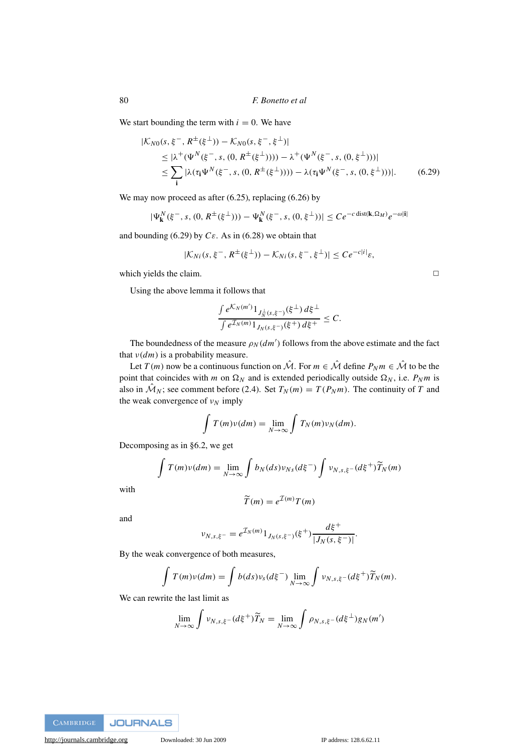We start bounding the term with $i = 0$. We have

$$
\begin{aligned}
&|\mathcal{K}_{N0}(s, \xi^-, R^{\pm}(\xi^{\perp})) - \mathcal{K}_{N0}(s, \xi^-, \xi^{\perp})| \\
&\quad \leq |\lambda^+(\Psi^N(\xi^-, s, (0, R^{\pm}(\xi^{\perp})))) - \lambda^+(\Psi^N(\xi^-, s, (0, \xi^{\perp})))| \\
&\quad \leq \sum_{\mathbf{i}} |\lambda(\tau_{\mathbf{i}}\Psi^N(\xi^-, s, (0, R^{\pm}(\xi^{\perp})))) - \lambda(\tau_{\mathbf{i}}\Psi^N(\xi^-, s, (0, \xi^{\perp})))|. \qquad (6.29)
\end{aligned}
$$

We may now proceed as after (6.25), replacing (6.26) by

$$
|\Psi^N_{\mathbf{k}}(\xi^-, s, (0, R^{\pm}(\xi^{\perp}))) - \Psi^N_{\mathbf{k}}(\xi^-, s, (0, \xi^{\perp}))| \leq Ce^{-c\,\mathrm{dist}(\mathbf{k}, \Omega_M)}e^{-\omega|\mathbf{i}|}
$$

and bounding (6.29) by $C\varepsilon$. As in (6.28) we obtain that

$$
|\mathcal{K}_{Ni}(s, \xi^-, R^{\pm}(\xi^{\perp})) - \mathcal{K}_{Ni}(s, \xi^-, \xi^{\perp})| \leq Ce^{-c|i|}\varepsilon,
$$

which yields the claim. $\square$

Using the above lemma it follows that

$$
\frac{\int e^{\mathcal{K}_N(m')} 1_{J_N^{\perp}(s,\xi^-)}(\xi^{\perp})\, d\xi^{\perp}}{\int e^{\mathcal{I}_N(m)} 1_{J_N(s,\xi^-)}(\xi^+)\, d\xi^+} \leq C.
$$

The boundedness of the measure $\rho_N(dm')$ follows from the above estimate and the fact that $\nu(dm)$ is a probability measure.

Let $T(m)$ now be a continuous function on $\hat{\mathcal{M}}$. For $m \in \hat{\mathcal{M}}$ define $P_N m \in \hat{\mathcal{M}}$ to be the point that coincides with $m$ on $\Omega_N$ and is extended periodically outside $\Omega_N$, i.e. $P_N m$ is also in $\hat{\mathcal{M}}_N$; see comment before (2.4). Set $T_N(m) = T(P_N m)$. The continuity of $T$ and the weak convergence of $\nu_N$ imply

$$
\int T(m)\nu(dm) = \lim_{N\to\infty} \int T_N(m)\nu_N(dm).
$$

Decomposing as in §6.2, we get

$$
\int T(m)\nu(dm) = \lim_{N\to\infty} \int b_N(ds)\nu_{Ns}(d\xi^-) \int \nu_{N,s,\xi^-}(d\xi^+)\widetilde{T}_N(m)
$$

with

$$
\widetilde{T}(m) = e^{\mathcal{I}(m)}T(m)
$$

and

$$
\nu_{N,s,\xi^-} = e^{\mathcal{I}_N(m)} 1_{J_N(s,\xi^-)}(\xi^+) \frac{d\xi^+}{|J_N(s, \xi^-)|}.
$$

By the weak convergence of both measures,

$$
\int T(m)\nu(dm) = \int b(ds)\nu_s(d\xi^-) \lim_{N\to\infty} \int \nu_{N,s,\xi^-}(d\xi^+)\widetilde{T}_N(m).
$$

We can rewrite the last limit as

$$
\lim_{N\to\infty} \int \nu_{N,s,\xi^-}(d\xi^+)\widetilde{T}_N = \lim_{N\to\infty} \int \rho_{N,s,\xi^-}(d\xi^{\perp})g_N(m')
$$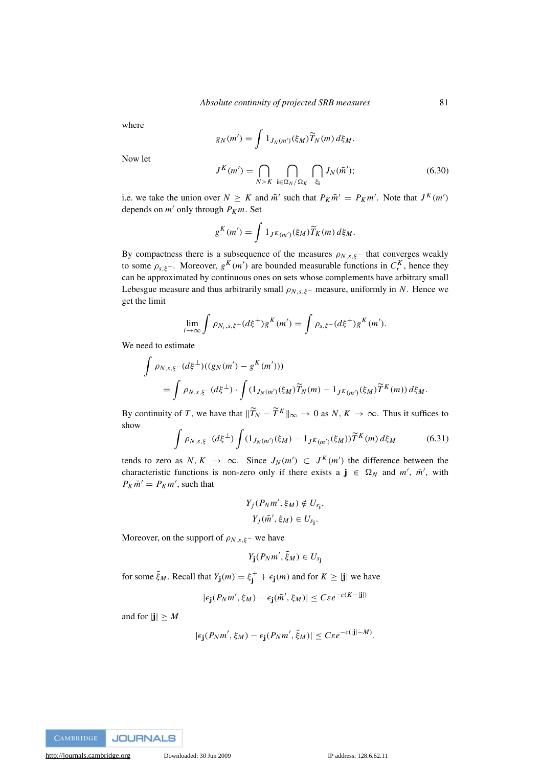where

$$g_N(m') = \int 1_{J_N(m')}(\xi_M)\widetilde{T}_N(m)\,d\xi_M.$$

Now let

$$J^K(m') = \bigcap_{N>K}\ \bigcap_{\mathbf{i}\in\Omega_N/\Omega_K}\ \bigcap_{\xi_{\mathbf{i}}} J_N(\bar{m}'); \tag{6.30}$$

i.e. we take the union over $N \geq K$ and $\bar{m}'$ such that $P_K\bar{m}' = P_K m'$. Note that $J^K(m')$ depends on $m'$ only through $P_K m$. Set

$$g^K(m') = \int 1_{J^K(m')}(\xi_M)\widetilde{T}_K(m)\,d\xi_M.$$

By compactness there is a subsequence of the measures $\rho_{N,s,\xi^-}$ that converges weakly to some $\rho_{s,\xi^-}$. Moreover, $g^K(m')$ are bounded measurable functions in $C_r^K$, hence they can be approximated by continuous ones on sets whose complements have arbitrary small Lebesgue measure and thus arbitrarily small $\rho_{N,s,\xi^-}$ measure, uniformly in $N$. Hence we get the limit

$$\lim_{i\to\infty}\int \rho_{N_i,s,\xi^-}(d\xi^+)g^K(m') = \int \rho_{s,\xi^-}(d\xi^+)g^K(m').$$

We need to estimate

$$\begin{aligned}
&\int \rho_{N,s,\xi^-}(d\xi^\perp)((g_N(m') - g^K(m')))\\
&\quad = \int \rho_{N,s,\xi^-}(d\xi^\perp)\cdot\int (1_{J_N(m')}(\xi_M)\widetilde{T}_N(m) - 1_{J^K(m')}(\xi_M)\widetilde{T}^K(m))\,d\xi_M.
\end{aligned}$$

By continuity of $T$, we have that $\|\widetilde{T}_N - \widetilde{T}^K\|_\infty \to 0$ as $N, K \to \infty$. Thus it suffices to show

$$\int \rho_{N,s,\xi^-}(d\xi^\perp)\int (1_{J_N(m')}(\xi_M) - 1_{J^K(m')}(\xi_M))\widetilde{T}^K(m)\,d\xi_M \tag{6.31}$$

tends to zero as $N, K \to \infty$. Since $J_N(m') \subset J^K(m')$ the difference between the characteristic functions is non-zero only if there exists a $\mathbf{j} \in \Omega_N$ and $m'$, $\bar{m}'$, with $P_K\bar{m}' = P_K m'$, such that

$$Y_j(P_N m', \xi_M) \notin U_{s_{\mathbf{j}}},$$
$$Y_j(\bar{m}', \xi_M) \in U_{s_{\mathbf{j}}}.$$

Moreover, on the support of $\rho_{N,s,\xi^-}$ we have

$$Y_{\mathbf{j}}(P_N m', \tilde{\xi}_M) \in U_{s_{\mathbf{j}}}$$

for some $\tilde{\xi}_M$. Recall that $Y_{\mathbf{j}}(m) = \xi_{\mathbf{j}}^+ + \epsilon_{\mathbf{j}}(m)$ and for $K \geq |\mathbf{j}|$ we have

$$|\epsilon_{\mathbf{j}}(P_N m', \xi_M) - \epsilon_{\mathbf{j}}(\bar{m}', \xi_M)| \leq C\varepsilon e^{-c(K-|\mathbf{j}|)}$$

and for $|\mathbf{j}| \geq M$

$$|\epsilon_{\mathbf{j}}(P_N m', \xi_M) - \epsilon_{\mathbf{j}}(P_N m', \tilde{\xi}_M)| \leq C\varepsilon e^{-c(|\mathbf{j}|-M)}.$$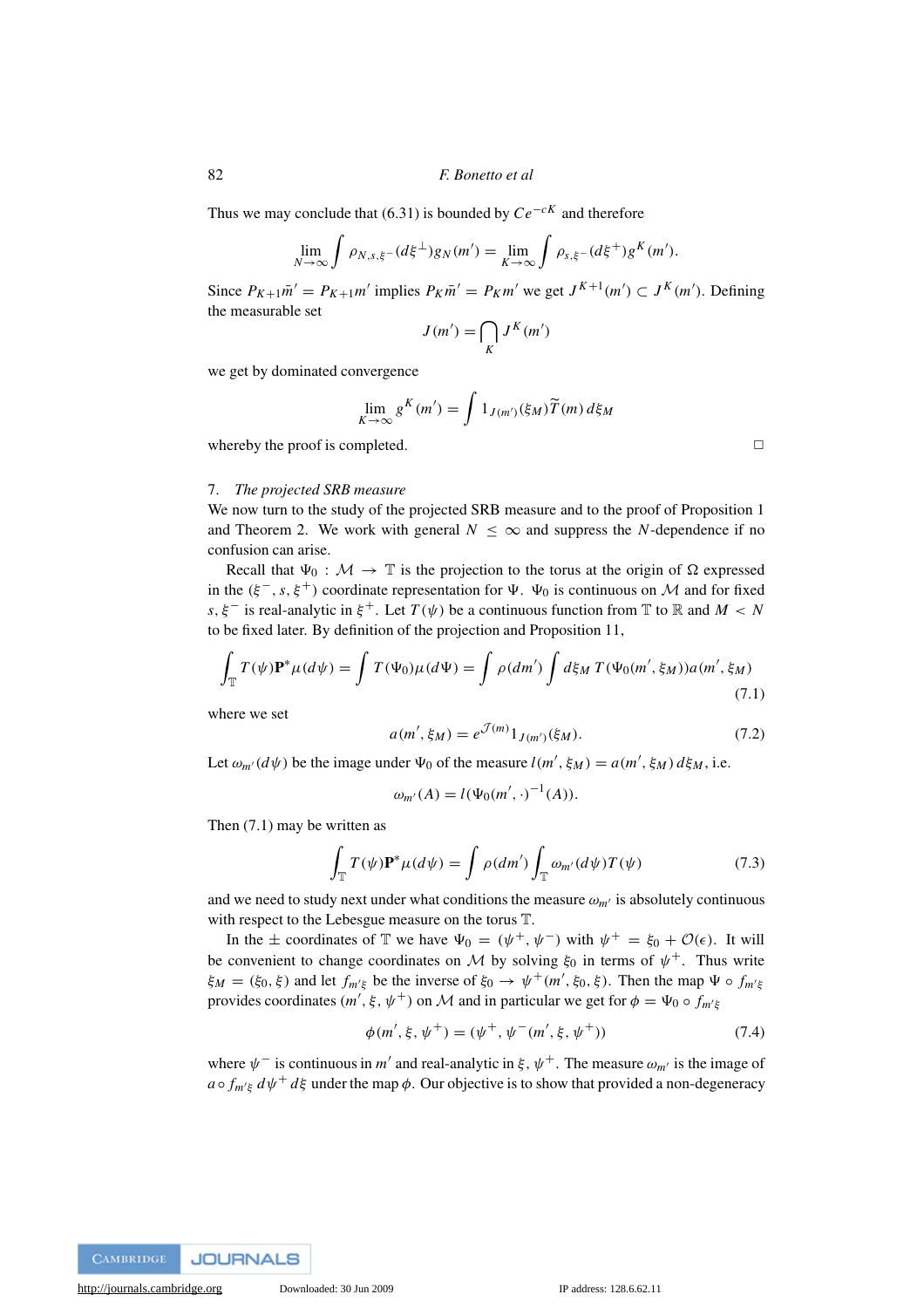Thus we may conclude that (6.31) is bounded by $Ce^{-cK}$ and therefore

$$\lim_{N\to\infty}\int \rho_{N,s,\xi^-}(d\xi^\perp)g_N(m') = \lim_{K\to\infty}\int \rho_{s,\xi^-}(d\xi^+)g^K(m').$$

Since $P_{K+1}\bar{m}' = P_{K+1}m'$ implies $P_K\bar{m}' = P_K m'$ we get $J^{K+1}(m') \subset J^K(m')$. Defining the measurable set

$$J(m') = \bigcap_K J^K(m')$$

we get by dominated convergence

$$\lim_{K\to\infty} g^K(m') = \int 1_{J(m')}(\xi_M)\widetilde{T}(m)\,d\xi_M$$

whereby the proof is completed. □

## 7. *The projected SRB measure*

We now turn to the study of the projected SRB measure and to the proof of Proposition 1 and Theorem 2. We work with general $N \le \infty$ and suppress the $N$-dependence if no confusion can arise.

Recall that $\Psi_0 : \mathcal{M} \to \mathbb{T}$ is the projection to the torus at the origin of $\Omega$ expressed in the $(\xi^-, s, \xi^+)$ coordinate representation for $\Psi$. $\Psi_0$ is continuous on $\mathcal{M}$ and for fixed $s, \xi^-$ is real-analytic in $\xi^+$. Let $T(\psi)$ be a continuous function from $\mathbb{T}$ to $\mathbb{R}$ and $M < N$ to be fixed later. By definition of the projection and Proposition 11,

$$\int_{\mathbb{T}} T(\psi)\mathbf{P}^*\mu(d\psi) = \int T(\Psi_0)\mu(d\Psi) = \int \rho(dm')\int d\xi_M\, T(\Psi_0(m',\xi_M))a(m',\xi_M) \tag{7.1}$$

where we set

$$a(m',\xi_M) = e^{\mathcal{J}(m)}1_{J(m')}(\xi_M). \tag{7.2}$$

Let $\omega_{m'}(d\psi)$ be the image under $\Psi_0$ of the measure $l(m',\xi_M) = a(m',\xi_M)\,d\xi_M$, i.e.

$$\omega_{m'}(A) = l(\Psi_0(m',\cdot)^{-1}(A)).$$

Then (7.1) may be written as

$$\int_{\mathbb{T}} T(\psi)\mathbf{P}^*\mu(d\psi) = \int \rho(dm')\int_{\mathbb{T}} \omega_{m'}(d\psi)T(\psi) \tag{7.3}$$

and we need to study next under what conditions the measure $\omega_{m'}$ is absolutely continuous with respect to the Lebesgue measure on the torus $\mathbb{T}$.

In the $\pm$ coordinates of $\mathbb{T}$ we have $\Psi_0 = (\psi^+, \psi^-)$ with $\psi^+ = \xi_0 + \mathcal{O}(\epsilon)$. It will be convenient to change coordinates on $\mathcal{M}$ by solving $\xi_0$ in terms of $\psi^+$. Thus write $\xi_M = (\xi_0, \xi)$ and let $f_{m'\xi}$ be the inverse of $\xi_0 \to \psi^+(m', \xi_0, \xi)$. Then the map $\Psi \circ f_{m'\xi}$ provides coordinates $(m', \xi, \psi^+)$ on $\mathcal{M}$ and in particular we get for $\phi = \Psi_0 \circ f_{m'\xi}$

$$\phi(m',\xi,\psi^+) = (\psi^+, \psi^-(m',\xi,\psi^+)) \tag{7.4}$$

where $\psi^-$ is continuous in $m'$ and real-analytic in $\xi, \psi^+$. The measure $\omega_{m'}$ is the image of $a \circ f_{m'\xi}\, d\psi^+\, d\xi$ under the map $\phi$. Our objective is to show that provided a non-degeneracy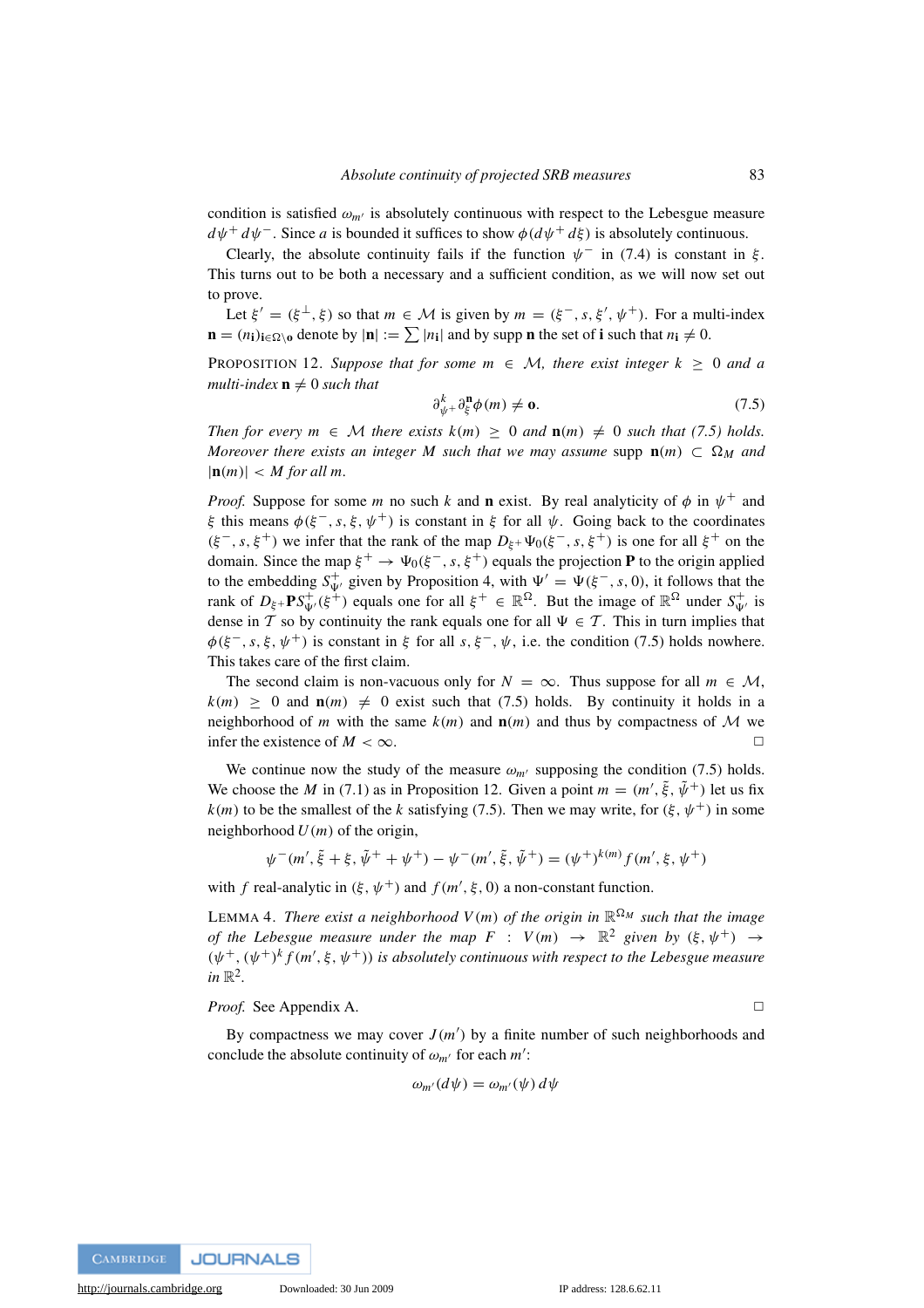condition is satisfied $\omega_{m'}$ is absolutely continuous with respect to the Lebesgue measure $d\psi^+ \, d\psi^-$. Since $a$ is bounded it suffices to show $\phi(d\psi^+ \, d\xi)$ is absolutely continuous.

Clearly, the absolute continuity fails if the function $\psi^-$ in (7.4) is constant in $\xi$. This turns out to be both a necessary and a sufficient condition, as we will now set out to prove.

Let $\xi' = (\xi^\perp, \xi)$ so that $m \in \mathcal{M}$ is given by $m = (\xi^-, s, \xi', \psi^+)$. For a multi-index $\mathbf{n} = (n_\mathbf{i})_{\mathbf{i} \in \Omega \setminus \mathbf{o}}$ denote by $|\mathbf{n}| := \sum |n_\mathbf{i}|$ and by $\operatorname{supp} \mathbf{n}$ the set of $\mathbf{i}$ such that $n_\mathbf{i} \neq 0$.

Proposition 12. *Suppose that for some $m \in \mathcal{M}$, there exist integer $k \geq 0$ and a multi-index $\mathbf{n} \neq 0$ such that*

$$\partial^k_{\psi^+} \partial^\mathbf{n}_\xi \phi(m) \neq \mathbf{o}. \tag{7.5}$$

*Then for every $m \in \mathcal{M}$ there exists $k(m) \geq 0$ and $\mathbf{n}(m) \neq 0$ such that (7.5) holds. Moreover there exists an integer $M$ such that we may assume $\operatorname{supp} \mathbf{n}(m) \subset \Omega_M$ and $|\mathbf{n}(m)| < M$ for all $m$.*

*Proof.* Suppose for some $m$ no such $k$ and $\mathbf{n}$ exist. By real analyticity of $\phi$ in $\psi^+$ and $\xi$ this means $\phi(\xi^-, s, \xi, \psi^+)$ is constant in $\xi$ for all $\psi$. Going back to the coordinates $(\xi^-, s, \xi^+)$ we infer that the rank of the map $D_{\xi^+}\Psi_0(\xi^-, s, \xi^+)$ is one for all $\xi^+$ on the domain. Since the map $\xi^+ \to \Psi_0(\xi^-, s, \xi^+)$ equals the projection $\mathbf{P}$ to the origin applied to the embedding $S^+_{\Psi'}$ given by Proposition 4, with $\Psi' = \Psi(\xi^-, s, 0)$, it follows that the rank of $D_{\xi^+}\mathbf{P}S^+_{\Psi'}(\xi^+)$ equals one for all $\xi^+ \in \mathbb{R}^\Omega$. But the image of $\mathbb{R}^\Omega$ under $S^+_{\Psi'}$ is dense in $\mathcal{T}$ so by continuity the rank equals one for all $\Psi \in \mathcal{T}$. This in turn implies that $\phi(\xi^-, s, \xi, \psi^+)$ is constant in $\xi$ for all $s, \xi^-, \psi$, i.e. the condition (7.5) holds nowhere. This takes care of the first claim.

The second claim is non-vacuous only for $N = \infty$. Thus suppose for all $m \in \mathcal{M}$, $k(m) \geq 0$ and $\mathbf{n}(m) \neq 0$ exist such that (7.5) holds. By continuity it holds in a neighborhood of $m$ with the same $k(m)$ and $\mathbf{n}(m)$ and thus by compactness of $\mathcal{M}$ we infer the existence of $M < \infty$. □

We continue now the study of the measure $\omega_{m'}$ supposing the condition (7.5) holds. We choose the $M$ in (7.1) as in Proposition 12. Given a point $m = (m', \tilde{\xi}, \tilde{\psi}^+)$ let us fix $k(m)$ to be the smallest of the $k$ satisfying (7.5). Then we may write, for $(\xi, \psi^+)$ in some neighborhood $U(m)$ of the origin,

$$\psi^-(m', \tilde{\xi} + \xi, \tilde{\psi}^+ + \psi^+) - \psi^-(m', \tilde{\xi}, \tilde{\psi}^+) = (\psi^+)^{k(m)} f(m', \xi, \psi^+)$$

with $f$ real-analytic in $(\xi, \psi^+)$ and $f(m', \xi, 0)$ a non-constant function.

Lemma 4. *There exist a neighborhood $V(m)$ of the origin in $\mathbb{R}^{\Omega_M}$ such that the image of the Lebesgue measure under the map $F : V(m) \to \mathbb{R}^2$ given by $(\xi, \psi^+) \to (\psi^+, (\psi^+)^k f(m', \xi, \psi^+))$ is absolutely continuous with respect to the Lebesgue measure in $\mathbb{R}^2$.*

*Proof.* See Appendix A. □

By compactness we may cover $J(m')$ by a finite number of such neighborhoods and conclude the absolute continuity of $\omega_{m'}$ for each $m'$:

$$\omega_{m'}(d\psi) = \omega_{m'}(\psi) \, d\psi$$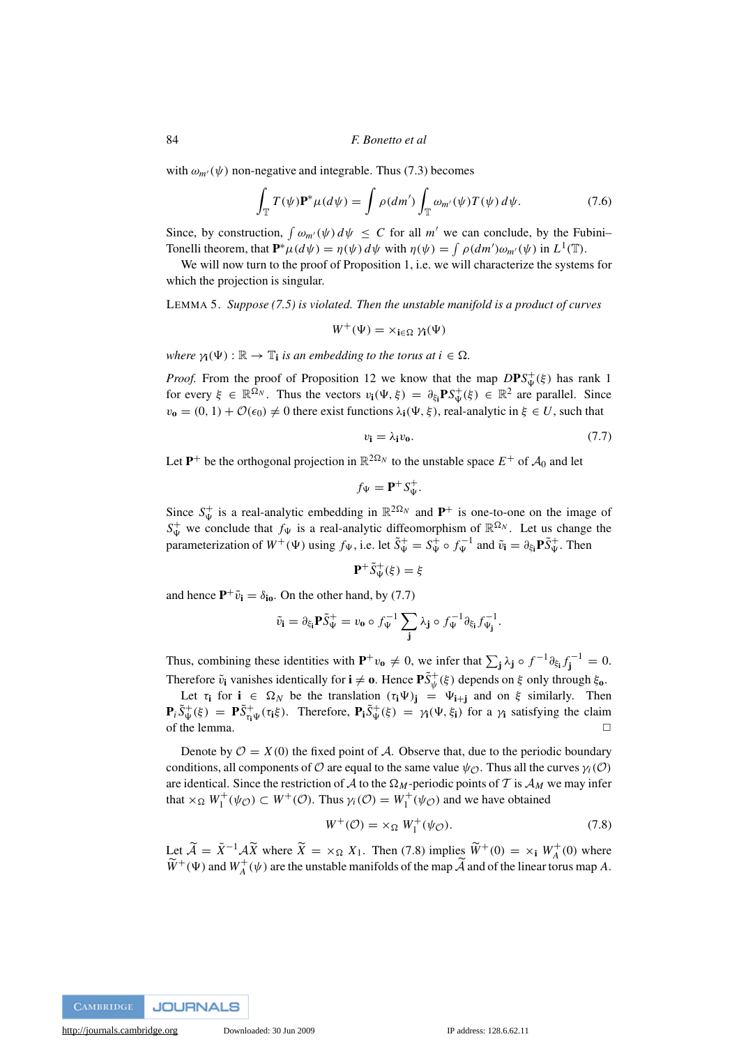with $\omega_{m'}(\psi)$ non-negative and integrable. Thus (7.3) becomes

$$\int_{\mathbb{T}} T(\psi)\mathbf{P}^*\mu(d\psi) = \int \rho(dm') \int_{\mathbb{T}} \omega_{m'}(\psi)T(\psi)\,d\psi. \tag{7.6}$$

Since, by construction, $\int \omega_{m'}(\psi)\,d\psi \leq C$ for all $m'$ we can conclude, by the Fubini–Tonelli theorem, that $\mathbf{P}^*\mu(d\psi) = \eta(\psi)\,d\psi$ with $\eta(\psi) = \int \rho(dm')\omega_{m'}(\psi)$ in $L^1(\mathbb{T})$.

We will now turn to the proof of Proposition 1, i.e. we will characterize the systems for which the projection is singular.

LEMMA 5. *Suppose (7.5) is violated. Then the unstable manifold is a product of curves*

$$W^+(\Psi) = \times_{\mathbf{i}\in\Omega}\, \gamma_{\mathbf{i}}(\Psi)$$

*where $\gamma_{\mathbf{i}}(\Psi) : \mathbb{R} \to \mathbb{T}_{\mathbf{i}}$ is an embedding to the torus at $i \in \Omega$.*

*Proof.* From the proof of Proposition 12 we know that the map $D\mathbf{P}S^+_\Psi(\xi)$ has rank 1 for every $\xi \in \mathbb{R}^{\Omega_N}$. Thus the vectors $v_{\mathbf{i}}(\Psi, \xi) = \partial_{\xi_{\mathbf{i}}}\mathbf{P}S^+_\Psi(\xi) \in \mathbb{R}^2$ are parallel. Since $v_{\mathbf{o}} = (0, 1) + \mathcal{O}(\epsilon_0) \neq 0$ there exist functions $\lambda_{\mathbf{i}}(\Psi, \xi)$, real-analytic in $\xi \in U$, such that

$$v_{\mathbf{i}} = \lambda_{\mathbf{i}} v_{\mathbf{o}}. \tag{7.7}$$

Let $\mathbf{P}^+$ be the orthogonal projection in $\mathbb{R}^{2\Omega_N}$ to the unstable space $E^+$ of $\mathcal{A}_0$ and let

$$f_\Psi = \mathbf{P}^+ S^+_\Psi.$$

Since $S^+_\Psi$ is a real-analytic embedding in $\mathbb{R}^{2\Omega_N}$ and $\mathbf{P}^+$ is one-to-one on the image of $S^+_\Psi$ we conclude that $f_\Psi$ is a real-analytic diffeomorphism of $\mathbb{R}^{\Omega_N}$. Let us change the parameterization of $W^+(\Psi)$ using $f_\Psi$, i.e. let $\tilde{S}^+_\Psi = S^+_\Psi \circ f_\Psi^{-1}$ and $\tilde{v}_{\mathbf{i}} = \partial_{\xi_{\mathbf{i}}}\mathbf{P}\tilde{S}^+_\Psi$. Then

$$\mathbf{P}^+\tilde{S}^+_\Psi(\xi) = \xi$$

and hence $\mathbf{P}^+\tilde{v}_{\mathbf{i}} = \delta_{\mathbf{io}}$. On the other hand, by (7.7)

$$\tilde{v}_{\mathbf{i}} = \partial_{\xi_{\mathbf{i}}}\mathbf{P}\tilde{S}^+_\Psi = v_{\mathbf{o}} \circ f_\Psi^{-1} \sum_{\mathbf{j}} \lambda_{\mathbf{j}} \circ f_\Psi^{-1} \partial_{\xi_{\mathbf{i}}} f^{-1}_{\Psi_{\mathbf{j}}}.$$

Thus, combining these identities with $\mathbf{P}^+v_{\mathbf{o}} \neq 0$, we infer that $\sum_{\mathbf{j}} \lambda_{\mathbf{j}} \circ f^{-1}\partial_{\xi_{\mathbf{i}}} f^{-1}_{\mathbf{j}} = 0$. Therefore $\tilde{v}_{\mathbf{i}}$ vanishes identically for $\mathbf{i} \neq \mathbf{o}$. Hence $\mathbf{P}\tilde{S}^+_\psi(\xi)$ depends on $\xi$ only through $\xi_{\mathbf{o}}$.

Let $\tau_{\mathbf{i}}$ for $\mathbf{i} \in \Omega_N$ be the translation $(\tau_{\mathbf{i}}\Psi)_{\mathbf{j}} = \Psi_{\mathbf{i}+\mathbf{j}}$ and on $\xi$ similarly. Then $\mathbf{P}_i\tilde{S}^+_\Psi(\xi) = \mathbf{P}\tilde{S}^+_{\tau_{\mathbf{i}}\Psi}(\tau_{\mathbf{i}}\xi)$. Therefore, $\mathbf{P}_{\mathbf{i}}\tilde{S}^+_\Psi(\xi) = \gamma_{\mathbf{i}}(\Psi, \xi_{\mathbf{i}})$ for a $\gamma_{\mathbf{i}}$ satisfying the claim of the lemma. □

Denote by $\mathcal{O} = X(0)$ the fixed point of $\mathcal{A}$. Observe that, due to the periodic boundary conditions, all components of $\mathcal{O}$ are equal to the same value $\psi_{\mathcal{O}}$. Thus all the curves $\gamma_i(\mathcal{O})$ are identical. Since the restriction of $\mathcal{A}$ to the $\Omega_M$-periodic points of $\mathcal{T}$ is $\mathcal{A}_M$ we may infer that $\times_\Omega W^+_1(\psi_{\mathcal{O}}) \subset W^+(\mathcal{O})$. Thus $\gamma_i(\mathcal{O}) = W^+_1(\psi_{\mathcal{O}})$ and we have obtained

$$W^+(\mathcal{O}) = \times_\Omega\, W^+_1(\psi_{\mathcal{O}}). \tag{7.8}$$

Let $\widetilde{\mathcal{A}} = \tilde{X}^{-1}\mathcal{A}\widetilde{X}$ where $\widetilde{X} = \times_\Omega X_1$. Then (7.8) implies $\widetilde{W}^+(0) = \times_{\mathbf{i}}\, W^+_A(0)$ where $\widetilde{W}^+(\Psi)$ and $W^+_A(\psi)$ are the unstable manifolds of the map $\widetilde{\mathcal{A}}$ and of the linear torus map $A$.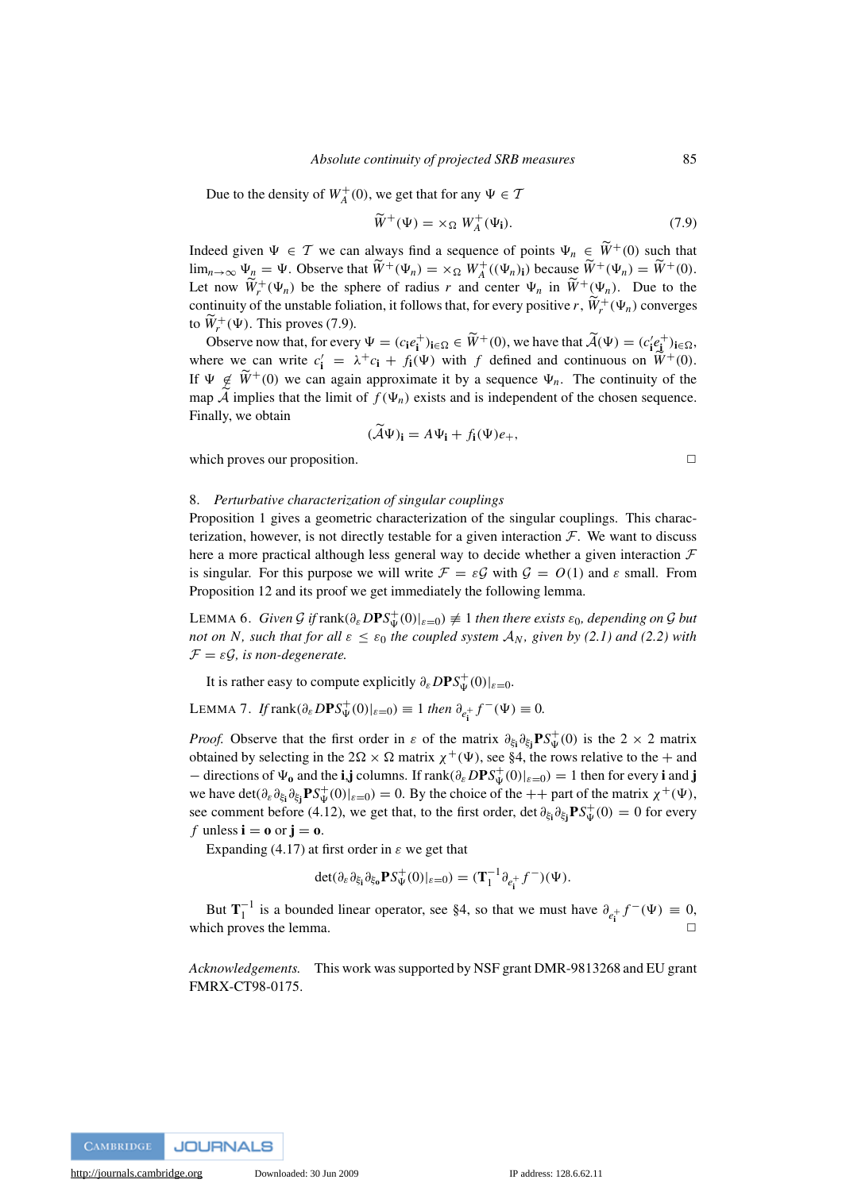Due to the density of $W_A^+(0)$, we get that for any $\Psi \in \mathcal{T}$

$$\widetilde{W}^+(\Psi) = \times_\Omega W_A^+(\Psi_{\mathbf{i}}). \tag{7.9}$$

Indeed given $\Psi \in \mathcal{T}$ we can always find a sequence of points $\Psi_n \in \widetilde{W}^+(0)$ such that $\lim_{n\to\infty} \Psi_n = \Psi$. Observe that $\widetilde{W}^+(\Psi_n) = \times_\Omega W_A^+((\Psi_n)_{\mathbf{i}})$ because $\widetilde{W}^+(\Psi_n) = \widetilde{W}^+(0)$. Let now $\widetilde{W}_r^+(\Psi_n)$ be the sphere of radius $r$ and center $\Psi_n$ in $\widetilde{W}^+(\Psi_n)$. Due to the continuity of the unstable foliation, it follows that, for every positive $r$, $\widetilde{W}_r^+(\Psi_n)$ converges to $\widetilde{W}_r^+(\Psi)$. This proves (7.9).

Observe now that, for every $\Psi = (c_{\mathbf{i}} e_{\mathbf{i}}^+)_{\mathbf{i}\in\Omega} \in \widetilde{W}^+(0)$, we have that $\widetilde{\mathcal{A}}(\Psi) = (c'_{\mathbf{i}} e_{\mathbf{i}}^+)_{\mathbf{i}\in\Omega}$, where we can write $c'_{\mathbf{i}} = \lambda^+ c_{\mathbf{i}} + f_{\mathbf{i}}(\Psi)$ with $f$ defined and continuous on $\widetilde{W}^+(0)$. If $\Psi \notin \widetilde{W}^+(0)$ we can again approximate it by a sequence $\Psi_n$. The continuity of the map $\widetilde{\mathcal{A}}$ implies that the limit of $f(\Psi_n)$ exists and is independent of the chosen sequence. Finally, we obtain

$$(\widetilde{\mathcal{A}}\Psi)_{\mathbf{i}} = A\Psi_{\mathbf{i}} + f_{\mathbf{i}}(\Psi)e_+,$$

which proves our proposition. □

## 8. *Perturbative characterization of singular couplings*

Proposition 1 gives a geometric characterization of the singular couplings. This characterization, however, is not directly testable for a given interaction $\mathcal{F}$. We want to discuss here a more practical although less general way to decide whether a given interaction $\mathcal{F}$ is singular. For this purpose we will write $\mathcal{F} = \varepsilon\mathcal{G}$ with $\mathcal{G} = O(1)$ and $\varepsilon$ small. From Proposition 12 and its proof we get immediately the following lemma.

LEMMA 6. *Given $\mathcal{G}$ if $\operatorname{rank}(\partial_\varepsilon D\mathbf{P}S_\Psi^+(0)|_{\varepsilon=0}) \not\equiv 1$ then there exists $\varepsilon_0$, depending on $\mathcal{G}$ but not on $N$, such that for all $\varepsilon \le \varepsilon_0$ the coupled system $\mathcal{A}_N$, given by (2.1) and (2.2) with $\mathcal{F} = \varepsilon\mathcal{G}$, is non-degenerate.*

It is rather easy to compute explicitly $\partial_\varepsilon D\mathbf{P}S_\Psi^+(0)|_{\varepsilon=0}$.

LEMMA 7. *If $\operatorname{rank}(\partial_\varepsilon D\mathbf{P}S_\Psi^+(0)|_{\varepsilon=0}) \equiv 1$ then $\partial_{e_{\mathbf{i}}^+} f^-(\Psi) \equiv 0$.*

*Proof.* Observe that the first order in $\varepsilon$ of the matrix $\partial_{\xi_{\mathbf{i}}}\partial_{\xi_{\mathbf{j}}}\mathbf{P}S_\Psi^+(0)$ is the $2\times 2$ matrix obtained by selecting in the $2\Omega\times\Omega$ matrix $\chi^+(\Psi)$, see §4, the rows relative to the $+$ and $-$ directions of $\Psi_{\mathbf{o}}$ and the $\mathbf{i},\mathbf{j}$ columns. If $\operatorname{rank}(\partial_\varepsilon D\mathbf{P}S_\Psi^+(0)|_{\varepsilon=0}) = 1$ then for every $\mathbf{i}$ and $\mathbf{j}$ we have $\det(\partial_\varepsilon\partial_{\xi_{\mathbf{i}}}\partial_{\xi_{\mathbf{j}}}\mathbf{P}S_\Psi^+(0)|_{\varepsilon=0}) = 0$. By the choice of the $++$ part of the matrix $\chi^+(\Psi)$, see comment before (4.12), we get that, to the first order, $\det\partial_{\xi_{\mathbf{i}}}\partial_{\xi_{\mathbf{j}}}\mathbf{P}S_\Psi^+(0) = 0$ for every $f$ unless $\mathbf{i} = \mathbf{o}$ or $\mathbf{j} = \mathbf{o}$.

Expanding (4.17) at first order in $\varepsilon$ we get that

$$\det(\partial_\varepsilon\partial_{\xi_{\mathbf{i}}}\partial_{\xi_{\mathbf{o}}}\mathbf{P}S_\Psi^+(0)|_{\varepsilon=0}) = (\mathbf{T}_1^{-1}\partial_{e_{\mathbf{i}}^+} f^-)(\Psi).$$

But $\mathbf{T}_1^{-1}$ is a bounded linear operator, see §4, so that we must have $\partial_{e_{\mathbf{i}}^+} f^-(\Psi) \equiv 0$, which proves the lemma. □

*Acknowledgements.* This work was supported by NSF grant DMR-9813268 and EU grant FMRX-CT98-0175.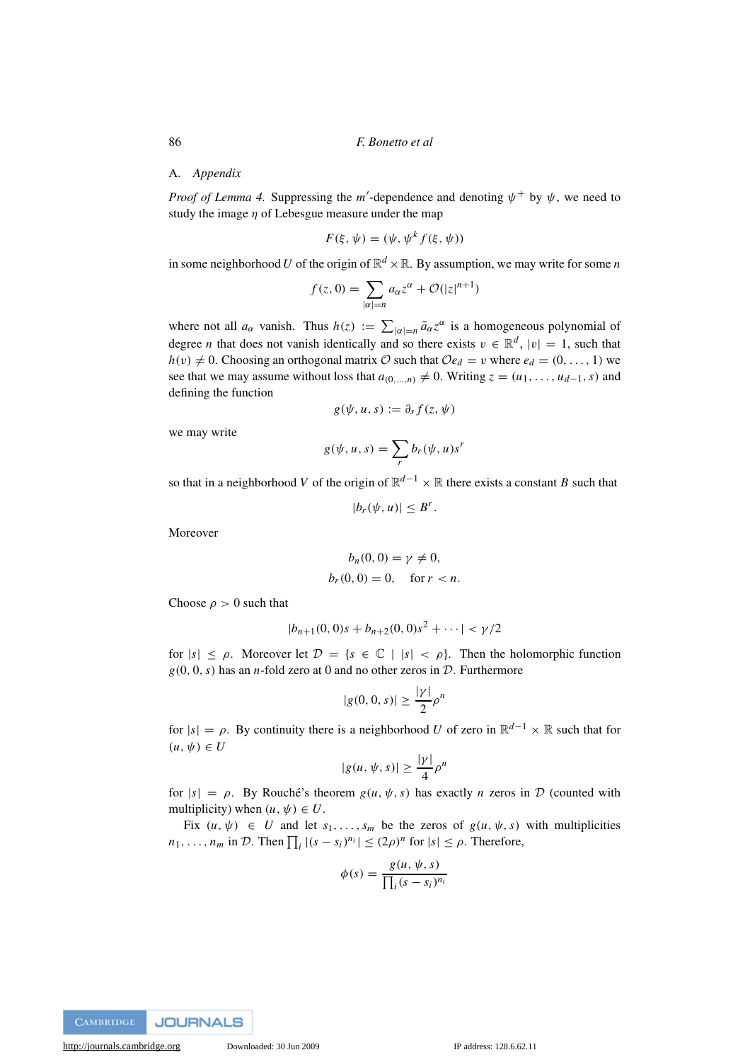## A. *Appendix*

*Proof of Lemma 4.* Suppressing the $m'$-dependence and denoting $\psi^+$ by $\psi$, we need to study the image $\eta$ of Lebesgue measure under the map

$$F(\xi, \psi) = (\psi, \psi^k f(\xi, \psi))$$

in some neighborhood $U$ of the origin of $\mathbb{R}^d \times \mathbb{R}$. By assumption, we may write for some $n$

$$f(z, 0) = \sum_{|\alpha|=n} a_\alpha z^\alpha + \mathcal{O}(|z|^{n+1})$$

where not all $a_\alpha$ vanish. Thus $h(z) := \sum_{|\alpha|=n} \tilde{a}_\alpha z^\alpha$ is a homogeneous polynomial of degree $n$ that does not vanish identically and so there exists $v \in \mathbb{R}^d$, $|v| = 1$, such that $h(v) \neq 0$. Choosing an orthogonal matrix $\mathcal{O}$ such that $\mathcal{O}e_d = v$ where $e_d = (0, \ldots, 1)$ we see that we may assume without loss that $a_{(0,\ldots,n)} \neq 0$. Writing $z = (u_1, \ldots, u_{d-1}, s)$ and defining the function

$$g(\psi, u, s) := \partial_s f(z, \psi)$$

we may write

$$g(\psi, u, s) = \sum_r b_r(\psi, u) s^r$$

so that in a neighborhood $V$ of the origin of $\mathbb{R}^{d-1} \times \mathbb{R}$ there exists a constant $B$ such that

$$|b_r(\psi, u)| \leq B^r.$$

Moreover

$$b_n(0, 0) = \gamma \neq 0,$$
$$b_r(0, 0) = 0, \quad \text{for } r < n.$$

Choose $\rho > 0$ such that

$$|b_{n+1}(0, 0)s + b_{n+2}(0, 0)s^2 + \cdots| < \gamma/2$$

for $|s| \leq \rho$. Moreover let $\mathcal{D} = \{s \in \mathbb{C} \mid |s| < \rho\}$. Then the holomorphic function $g(0, 0, s)$ has an $n$-fold zero at 0 and no other zeros in $\mathcal{D}$. Furthermore

$$|g(0, 0, s)| \geq \frac{|\gamma|}{2}\rho^n$$

for $|s| = \rho$. By continuity there is a neighborhood $U$ of zero in $\mathbb{R}^{d-1} \times \mathbb{R}$ such that for $(u, \psi) \in U$

$$|g(u, \psi, s)| \geq \frac{|\gamma|}{4}\rho^n$$

for $|s| = \rho$. By Rouché's theorem $g(u, \psi, s)$ has exactly $n$ zeros in $\mathcal{D}$ (counted with multiplicity) when $(u, \psi) \in U$.

Fix $(u, \psi) \in U$ and let $s_1, \ldots, s_m$ be the zeros of $g(u, \psi, s)$ with multiplicities $n_1, \ldots, n_m$ in $\mathcal{D}$. Then $\prod_i |(s - s_i)^{n_i}| \leq (2\rho)^n$ for $|s| \leq \rho$. Therefore,

$$\phi(s) = \frac{g(u, \psi, s)}{\prod_i (s - s_i)^{n_i}}$$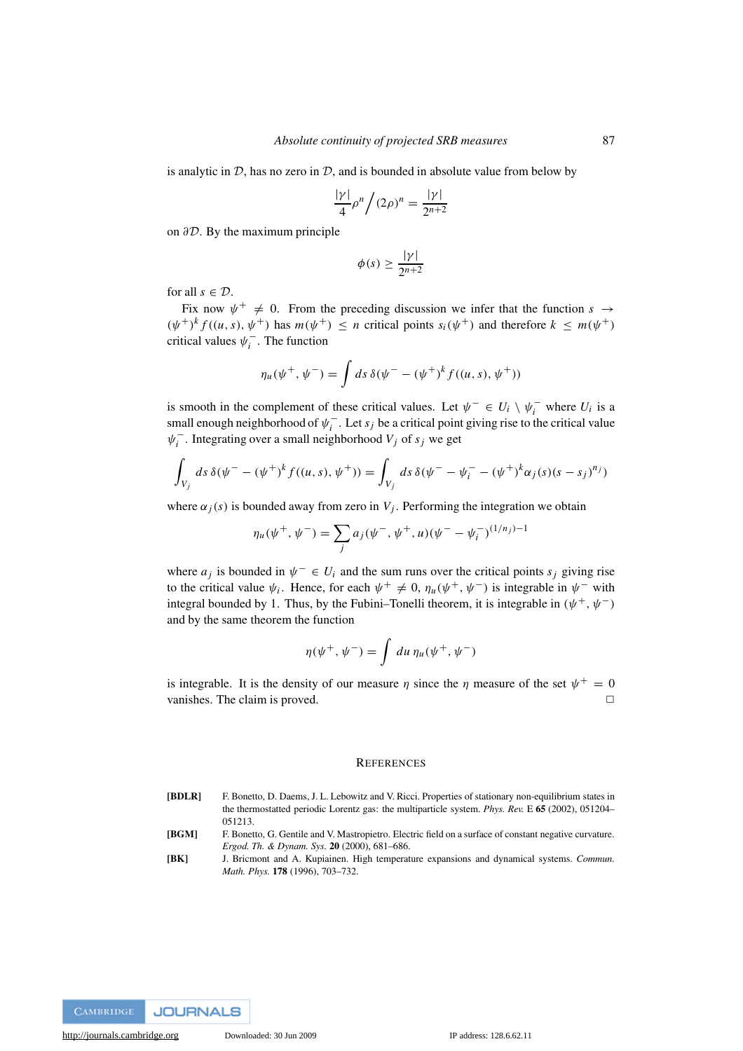is analytic in $\mathcal{D}$, has no zero in $\mathcal{D}$, and is bounded in absolute value from below by

$$\frac{|\gamma|}{4}\rho^n \Big/ (2\rho)^n = \frac{|\gamma|}{2^{n+2}}$$

on $\partial\mathcal{D}$. By the maximum principle

$$\phi(s) \geq \frac{|\gamma|}{2^{n+2}}$$

for all $s \in \mathcal{D}$.

Fix now $\psi^+ \neq 0$. From the preceding discussion we infer that the function $s \to (\psi^+)^k f((u,s),\psi^+)$ has $m(\psi^+) \leq n$ critical points $s_i(\psi^+)$ and therefore $k \leq m(\psi^+)$ critical values $\psi_i^-$. The function

$$\eta_u(\psi^+,\psi^-) = \int ds\, \delta(\psi^- - (\psi^+)^k f((u,s),\psi^+))$$

is smooth in the complement of these critical values. Let $\psi^- \in U_i \setminus \psi_i^-$ where $U_i$ is a small enough neighborhood of $\psi_i^-$. Let $s_j$ be a critical point giving rise to the critical value $\psi_i^-$. Integrating over a small neighborhood $V_j$ of $s_j$ we get

$$\int_{V_j} ds\, \delta(\psi^- - (\psi^+)^k f((u,s),\psi^+)) = \int_{V_j} ds\, \delta(\psi^- - \psi_i^- - (\psi^+)^k \alpha_j(s)(s-s_j)^{n_j})$$

where $\alpha_j(s)$ is bounded away from zero in $V_j$. Performing the integration we obtain

$$\eta_u(\psi^+,\psi^-) = \sum_j a_j(\psi^-,\psi^+,u)(\psi^- - \psi_i^-)^{(1/n_j)-1}$$

where $a_j$ is bounded in $\psi^- \in U_i$ and the sum runs over the critical points $s_j$ giving rise to the critical value $\psi_i$. Hence, for each $\psi^+ \neq 0$, $\eta_u(\psi^+,\psi^-)$ is integrable in $\psi^-$ with integral bounded by 1. Thus, by the Fubini–Tonelli theorem, it is integrable in $(\psi^+,\psi^-)$ and by the same theorem the function

$$\eta(\psi^+,\psi^-) = \int du\, \eta_u(\psi^+,\psi^-)$$

is integrable. It is the density of our measure $\eta$ since the $\eta$ measure of the set $\psi^+ = 0$ vanishes. The claim is proved. □

## References

**[BDLR]** F. Bonetto, D. Daems, J. L. Lebowitz and V. Ricci. Properties of stationary non-equilibrium states in the thermostatted periodic Lorentz gas: the multiparticle system. *Phys. Rev.* E **65** (2002), 051204–051213.

**[BGM]** F. Bonetto, G. Gentile and V. Mastropietro. Electric field on a surface of constant negative curvature. *Ergod. Th. & Dynam. Sys.* **20** (2000), 681–686.

**[BK]** J. Bricmont and A. Kupiainen. High temperature expansions and dynamical systems. *Commun. Math. Phys.* **178** (1996), 703–732.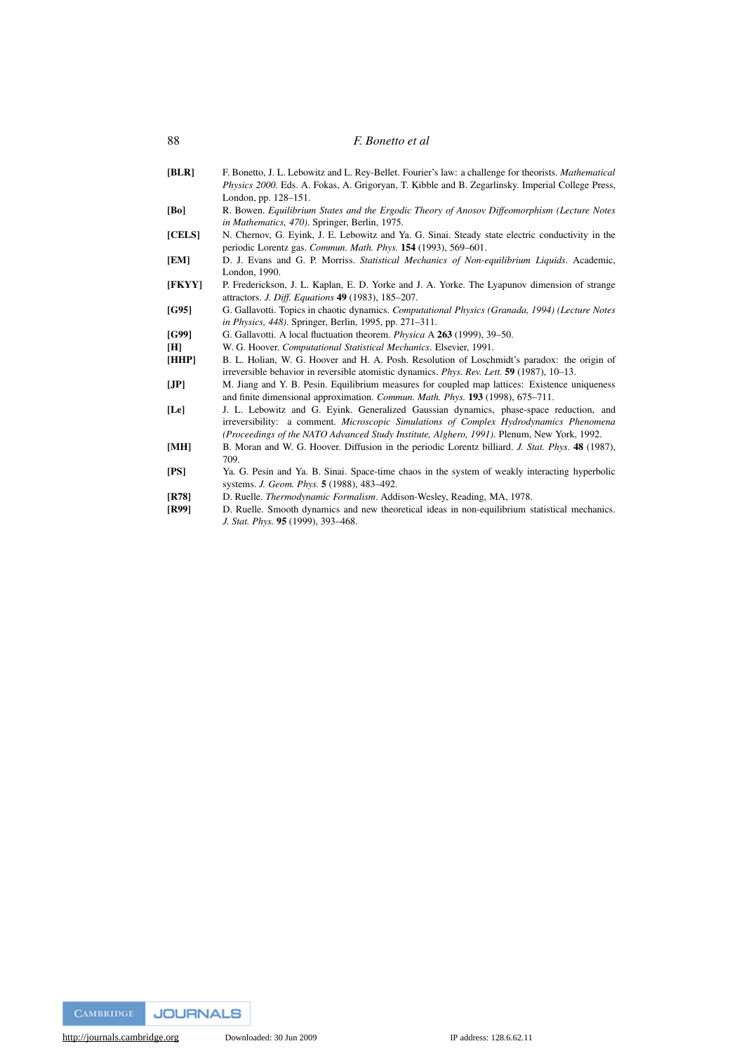**[BLR]** F. Bonetto, J. L. Lebowitz and L. Rey-Bellet. Fourier's law: a challenge for theorists. *Mathematical Physics 2000*. Eds. A. Fokas, A. Grigoryan, T. Kibble and B. Zegarlinsky. Imperial College Press, London, pp. 128–151.

**[Bo]** R. Bowen. *Equilibrium States and the Ergodic Theory of Anosov Diffeomorphism (Lecture Notes in Mathematics, 470)*. Springer, Berlin, 1975.

**[CELS]** N. Chernov, G. Eyink, J. E. Lebowitz and Ya. G. Sinai. Steady state electric conductivity in the periodic Lorentz gas. *Commun. Math. Phys.* **154** (1993), 569–601.

**[EM]** D. J. Evans and G. P. Morriss. *Statistical Mechanics of Non-equilibrium Liquids*. Academic, London, 1990.

**[FKYY]** P. Frederickson, J. L. Kaplan, E. D. Yorke and J. A. Yorke. The Lyapunov dimension of strange attractors. *J. Diff. Equations* **49** (1983), 185–207.

**[G95]** G. Gallavotti. Topics in chaotic dynamics. *Computational Physics (Granada, 1994) (Lecture Notes in Physics, 448)*. Springer, Berlin, 1995, pp. 271–311.

**[G99]** G. Gallavotti. A local fluctuation theorem. *Physica* A **263** (1999), 39–50.

**[H]** W. G. Hoover. *Computational Statistical Mechanics*. Elsevier, 1991.

**[HHP]** B. L. Holian, W. G. Hoover and H. A. Posh. Resolution of Loschmidt's paradox: the origin of irreversible behavior in reversible atomistic dynamics. *Phys. Rev. Lett.* **59** (1987), 10–13.

**[JP]** M. Jiang and Y. B. Pesin. Equilibrium measures for coupled map lattices: Existence uniqueness and finite dimensional approximation. *Commun. Math. Phys.* **193** (1998), 675–711.

**[Le]** J. L. Lebowitz and G. Eyink. Generalized Gaussian dynamics, phase-space reduction, and irreversibility: a comment. *Microscopic Simulations of Complex Hydrodynamics Phenomena (Proceedings of the NATO Advanced Study Institute, Alghero, 1991)*. Plenum, New York, 1992.

**[MH]** B. Moran and W. G. Hoover. Diffusion in the periodic Lorentz billiard. *J. Stat. Phys.* **48** (1987), 709.

**[PS]** Ya. G. Pesin and Ya. B. Sinai. Space-time chaos in the system of weakly interacting hyperbolic systems. *J. Geom. Phys.* **5** (1988), 483–492.

**[R78]** D. Ruelle. *Thermodynamic Formalism*. Addison-Wesley, Reading, MA, 1978.

**[R99]** D. Ruelle. Smooth dynamics and new theoretical ideas in non-equilibrium statistical mechanics. *J. Stat. Phys.* **95** (1999), 393–468.